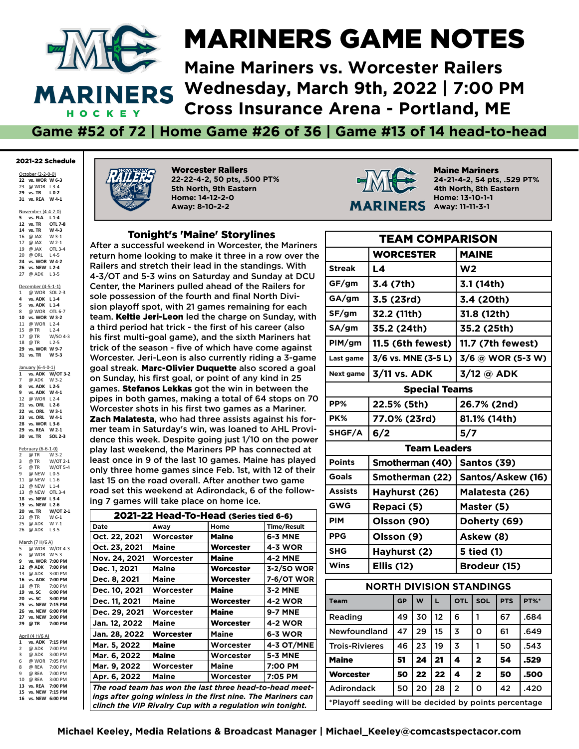# MARINERS GAME NOTES

## Maine Mariners vs. Worcester Railers
## Wednesday, March 9th, 2022 | 7:00 PM
## Cross Insurance Arena - Portland, ME

**Game #52 of 72 | Home Game #26 of 36 | Game #13 of 14 head-to-head**

### 2021-22 Schedule

October (2-2-0-0)
- **22 vs. WOR W 6-3**
- 23 @ WOR L 3-4
- **29 vs. TR L 0-2**
- **31 vs. REA W 4-1**

November (4-4-2-0)
- **5 vs. FLA L 1-4**
- **12 vs. TR OTL 7-8**
- **14 vs. TR W 4-3**
- 16 @ JAX W 3-1
- 17 @ JAX W 2-1
- 19 @ JAX OTL 3-4
- 20 @ ORL L 4-5
- **24 vs. WOR W 4-2**
- **26 vs. NEW L 2-4**
- 27 @ ADK L 3-5

December (4-5-1-1)
- 1 @ WOR SOL 2-3
- **4 vs. ADK L 1-4**
- **5 vs. ADK L 1-4**
- 8 @ WOR OTL 6-7
- **10 vs. WOR W 3-2**
- 11 @ WOR L 2-4
- 15 @ TR L 2-4
- 17 @ TR W/SO 4-3
- 18 @ TR L 2-5
- **29 vs. WOR W 9-7**
- **31 vs. TR W 5-3**

January (6-4-0-1)
- **1 vs. ADK W/OT 3-2**
- 7 @ ADK W 3-2
- **8 vs. ADK L 2-5**
- **9 vs. ADK W 4-1**
- 12 @ WOR L 2-4
- **21 vs. ORL L 2-6**
- **22 vs. ORL W 3-1**
- **23 vs. ORL W 4-1**
- **28 vs. WOR L 3-6**
- **29 vs. REA W 2-1**
- **30 vs. TR SOL 2-3**

February (6-6-1-0)
- 2 @ TR W 3-2
- 3 @ TR W/OT 2-1
- 5 @ TR W/OT 5-4
- 9 @ NEW L 0-5
- 11 @ NEW L 1-6
- 12 @ NEW L 1-4
- 13 @ NEW OTL 3-4
- **18 vs. NEW L 3-4**
- **19 vs. NEW L 2-6**
- **20 vs. TR W/OT 2-1**
- 23 @ TR W 6-1
- 25 @ ADK W 7-1
- 26 @ ADK L 3-5

March (7 H/6 A)
- 5 @ WOR W/OT 4-3
- 6 @ WOR W 5-3
- **9 vs. WOR 7:00 PM**
- **12 @ ADK 7:00 PM**
- 13 @ ADK 3:00 PM
- **16 vs. ADK 7:00 PM**
- 18 @ TR 7:00 PM
- **19 vs. SC 6:00 PM**
- **20 vs. SC 3:00 PM**
- **25 vs. NEW 7:15 PM**
- **26 vs. NEW 6:00 PM**
- **27 vs. NEW 3:00 PM**
- **29 @ TR 7:00 PM**

April (4 H/6 A)
- **1 vs. ADK 7:15 PM**
- 2 @ ADK 7:00 PM
- 3 @ ADK 3:00 PM
- 6 @ WOR 7:05 PM
- 8 @ REA 7:00 PM
- 9 @ REA 7:00 PM
- 10 @ REA 3:00 PM
- **13 vs. REA 7:00 PM**
- **15 vs. NEW 7:15 PM**
- **16 vs. NEW 6:00 PM**

**Worcester Railers**
**22-22-4-2, 50 pts, .500 PT%**
**5th North, 9th Eastern**
**Home: 14-12-2-0**
**Away: 8-10-2-2**

**Maine Mariners**
**24-21-4-2, 54 pts, .529 PT%**
**4th North, 8th Eastern**
**Home: 13-10-1-1**
**Away: 11-11-3-1**

### Tonight's 'Maine' Storylines

After a successful weekend in Worcester, the Mariners return home looking to make it three in a row over the Railers and stretch their lead in the standings. With 4-3/OT and 5-3 wins on Saturday and Sunday at DCU Center, the Mariners pulled ahead of the Railers for sole possession of the fourth and final North Division playoff spot, with 21 games remaining for each team. **Keltie Jeri-Leon** led the charge on Sunday, with a third period hat trick - the first of his career (also his first multi-goal game), and the sixth Mariners hat trick of the season - five of which have come against Worcester. Jeri-Leon is also currently riding a 3-game goal streak. **Marc-Olivier Duquette** also scored a goal on Sunday, his first goal, or point of any kind in 25 games. **Stefanos Lekkas** got the win in between the pipes in both games, making a total of 64 stops on 70 Worcester shots in his first two games as a Mariner. **Zach Malatesta**, who had three assists against his former team in Saturday's win, was loaned to AHL Providence this week. Despite going just 1/10 on the power play last weekend, the Mariners PP has connected at least once in 9 of the last 10 games. Maine has played only three home games since Feb. 1st, with 12 of their last 15 on the road overall. After another two game road set this weekend at Adirondack, 6 of the following 7 games will take place on home ice.

### 2021-22 Head-To-Head (Series tied 6-6)

| Date | Away | Home | Time/Result |
|---|---|---|---|
| Oct. 22, 2021 | Worcester | **Maine** | 6-3 MNE |
| Oct. 23, 2021 | Maine | **Worcester** | 4-3 WOR |
| Nov. 24, 2021 | Worcester | **Maine** | 4-2 MNE |
| Dec. 1, 2021 | Maine | **Worcester** | 3-2/SO WOR |
| Dec. 8, 2021 | Maine | **Worcester** | 7-6/OT WOR |
| Dec. 10, 2021 | Worcester | **Maine** | 3-2 MNE |
| Dec. 11, 2021 | Maine | **Worcester** | 4-2 WOR |
| Dec. 29, 2021 | Worcester | **Maine** | 9-7 MNE |
| Jan. 12, 2022 | Maine | **Worcester** | 4-2 WOR |
| Jan. 28, 2022 | **Worcester** | Maine | 6-3 WOR |
| Mar. 5, 2022 | **Maine** | Worcester | 4-3 OT/MNE |
| Mar. 6, 2022 | **Maine** | Worcester | 5-3 MNE |
| Mar. 9, 2022 | Worcester | Maine | 7:00 PM |
| Apr. 6, 2022 | Maine | Worcester | 7:05 PM |

*The road team has won the last three head-to-head meetings after going winless in the first nine. The Mariners can clinch the VIP Rivalry Cup with a regulation win tonight.*

### TEAM COMPARISON

| | WORCESTER | MAINE |
|---|---|---|
| Streak | L4 | W2 |
| GF/gm | 3.4 (7th) | 3.1 (14th) |
| GA/gm | 3.5 (23rd) | 3.4 (20th) |
| SF/gm | 32.2 (11th) | 31.8 (12th) |
| SA/gm | 35.2 (24th) | 35.2 (25th) |
| PIM/gm | 11.5 (6th fewest) | 11.7 (7th fewest) |
| Last game | 3/6 vs. MNE (3-5 L) | 3/6 @ WOR (5-3 W) |
| Next game | 3/11 vs. ADK | 3/12 @ ADK |
| **Special Teams** | | |
| PP% | 22.5% (5th) | 26.7% (2nd) |
| PK% | 77.0% (23rd) | 81.1% (14th) |
| SHGF/A | 6/2 | 5/7 |
| **Team Leaders** | | |
| Points | Smotherman (40) | Santos (39) |
| Goals | Smotherman (22) | Santos/Askew (16) |
| Assists | Hayhurst (26) | Malatesta (26) |
| GWG | Repaci (5) | Master (5) |
| PIM | Olsson (90) | Doherty (69) |
| PPG | Olsson (9) | Askew (8) |
| SHG | Hayhurst (2) | 5 tied (1) |
| Wins | Ellis (12) | Brodeur (15) |

### NORTH DIVISION STANDINGS

| Team | GP | W | L | OTL | SOL | PTS | PT%* |
|---|---|---|---|---|---|---|---|
| Reading | 49 | 30 | 12 | 6 | 1 | 67 | .684 |
| Newfoundland | 47 | 29 | 15 | 3 | 0 | 61 | .649 |
| Trois-Rivieres | 46 | 23 | 19 | 3 | 1 | 50 | .543 |
| **Maine** | **51** | **24** | **21** | **4** | **2** | **54** | **.529** |
| **Worcester** | **50** | **22** | **22** | **4** | **2** | **50** | **.500** |
| Adirondack | 50 | 20 | 28 | 2 | 0 | 42 | .420 |

*Playoff seeding will be decided by points percentage

**Michael Keeley, Media Relations & Broadcast Manager | Michael_Keeley@comcastspectacor.com**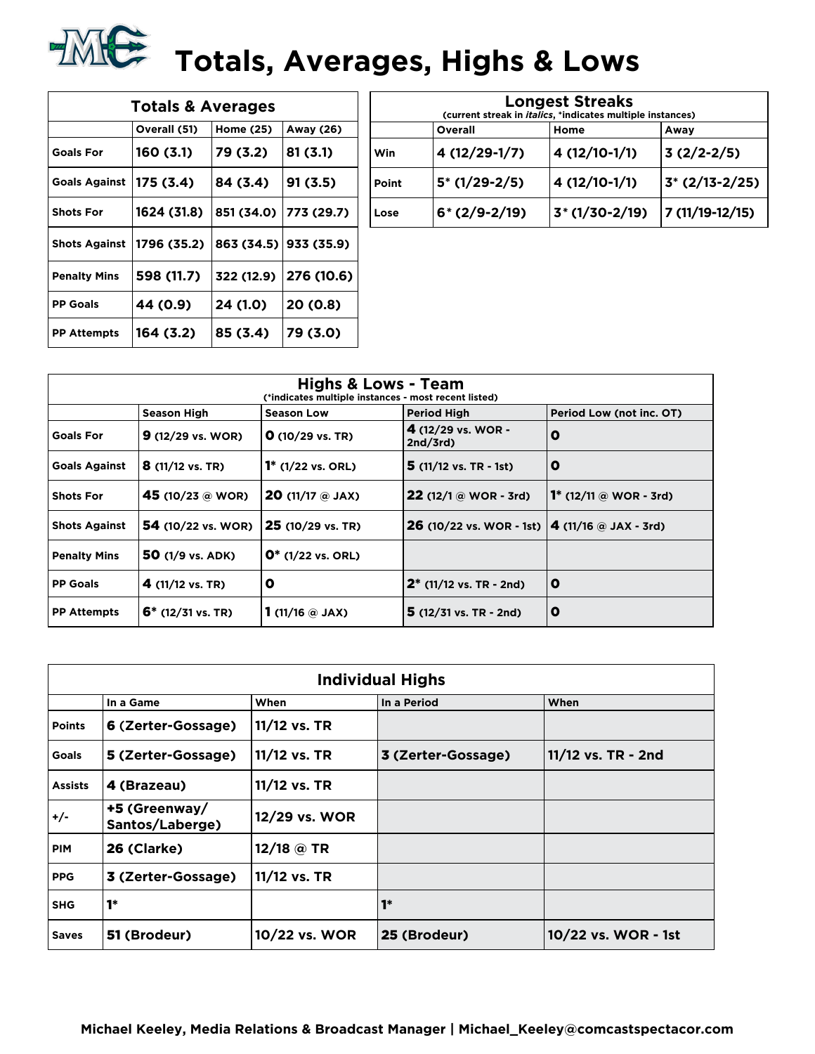# Totals, Averages, Highs & Lows

| Totals & Averages | | | |
|---|---|---|---|
| | Overall (51) | Home (25) | Away (26) |
| Goals For | 160 (3.1) | 79 (3.2) | 81 (3.1) |
| Goals Against | 175 (3.4) | 84 (3.4) | 91 (3.5) |
| Shots For | 1624 (31.8) | 851 (34.0) | 773 (29.7) |
| Shots Against | 1796 (35.2) | 863 (34.5) | 933 (35.9) |
| Penalty Mins | 598 (11.7) | 322 (12.9) | 276 (10.6) |
| PP Goals | 44 (0.9) | 24 (1.0) | 20 (0.8) |
| PP Attempts | 164 (3.2) | 85 (3.4) | 79 (3.0) |

| Longest Streaks (current streak in *italics*, *indicates multiple instances) | | | |
|---|---|---|---|
| | Overall | Home | Away |
| Win | 4 (12/29-1/7) | 4 (12/10-1/1) | 3 (2/2-2/5) |
| Point | 5* (1/29-2/5) | 4 (12/10-1/1) | 3* (2/13-2/25) |
| Lose | 6* (2/9-2/19) | 3* (1/30-2/19) | 7 (11/19-12/15) |

| Highs & Lows - Team (*indicates multiple instances - most recent listed) | | | | |
|---|---|---|---|---|
| | Season High | Season Low | Period High | Period Low (not inc. OT) |
| Goals For | 9 (12/29 vs. WOR) | 0 (10/29 vs. TR) | 4 (12/29 vs. WOR - 2nd/3rd) | 0 |
| Goals Against | 8 (11/12 vs. TR) | 1* (1/22 vs. ORL) | 5 (11/12 vs. TR - 1st) | 0 |
| Shots For | 45 (10/23 @ WOR) | 20 (11/17 @ JAX) | 22 (12/1 @ WOR - 3rd) | 1* (12/11 @ WOR - 3rd) |
| Shots Against | 54 (10/22 vs. WOR) | 25 (10/29 vs. TR) | 26 (10/22 vs. WOR - 1st) | 4 (11/16 @ JAX - 3rd) |
| Penalty Mins | 50 (1/9 vs. ADK) | 0* (1/22 vs. ORL) | | |
| PP Goals | 4 (11/12 vs. TR) | 0 | 2* (11/12 vs. TR - 2nd) | 0 |
| PP Attempts | 6* (12/31 vs. TR) | 1 (11/16 @ JAX) | 5 (12/31 vs. TR - 2nd) | 0 |

| Individual Highs | | | | |
|---|---|---|---|---|
| | In a Game | When | In a Period | When |
| Points | 6 (Zerter-Gossage) | 11/12 vs. TR | | |
| Goals | 5 (Zerter-Gossage) | 11/12 vs. TR | 3 (Zerter-Gossage) | 11/12 vs. TR - 2nd |
| Assists | 4 (Brazeau) | 11/12 vs. TR | | |
| +/- | +5 (Greenway/ Santos/Laberge) | 12/29 vs. WOR | | |
| PIM | 26 (Clarke) | 12/18 @ TR | | |
| PPG | 3 (Zerter-Gossage) | 11/12 vs. TR | | |
| SHG | 1* | | 1* | |
| Saves | 51 (Brodeur) | 10/22 vs. WOR | 25 (Brodeur) | 10/22 vs. WOR - 1st |

Michael Keeley, Media Relations & Broadcast Manager | Michael_Keeley@comcastspectacor.com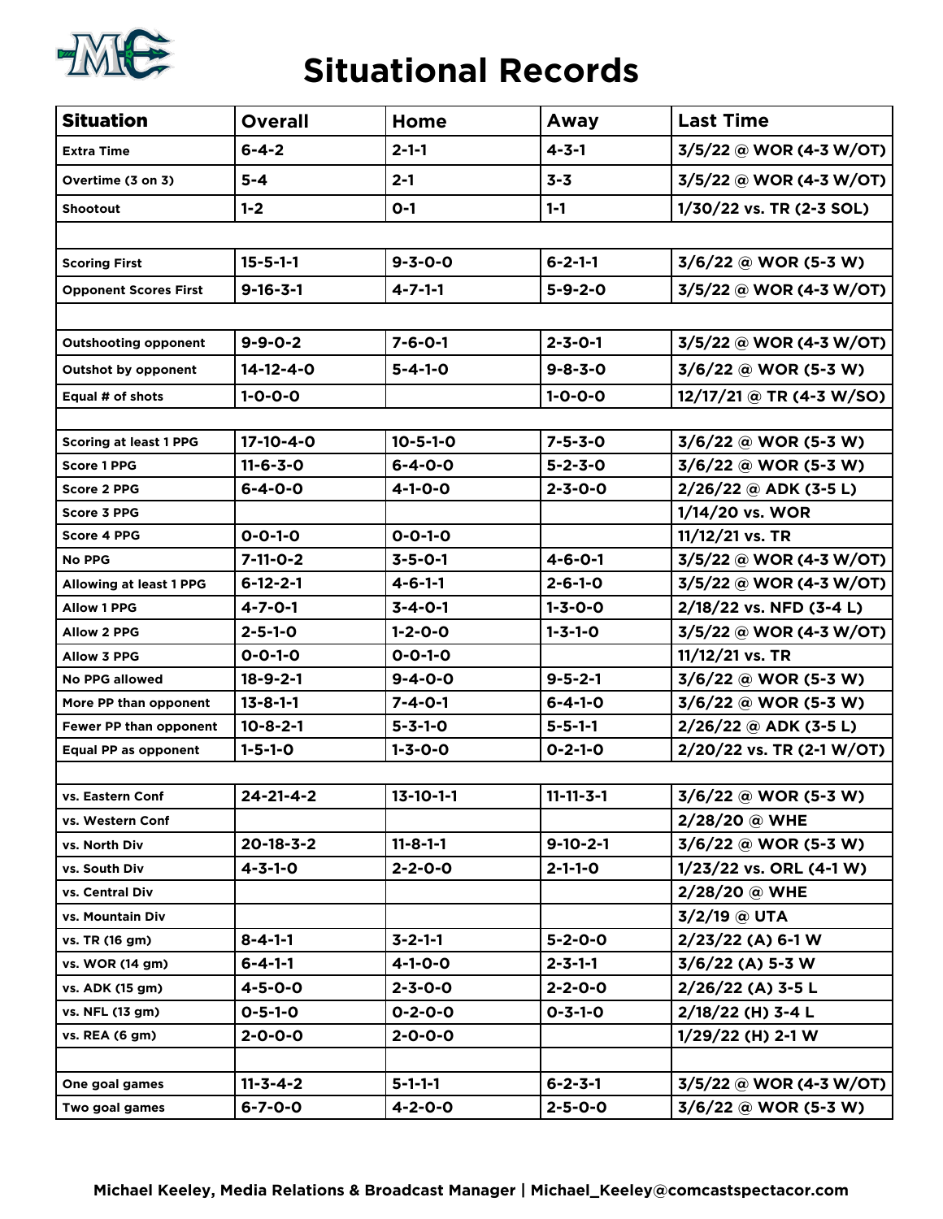# Situational Records

| Situation | Overall | Home | Away | Last Time |
|---|---|---|---|---|
| Extra Time | 6-4-2 | 2-1-1 | 4-3-1 | 3/5/22 @ WOR (4-3 W/OT) |
| Overtime (3 on 3) | 5-4 | 2-1 | 3-3 | 3/5/22 @ WOR (4-3 W/OT) |
| Shootout | 1-2 | 0-1 | 1-1 | 1/30/22 vs. TR (2-3 SOL) |
| | | | | |
| Scoring First | 15-5-1-1 | 9-3-0-0 | 6-2-1-1 | 3/6/22 @ WOR (5-3 W) |
| Opponent Scores First | 9-16-3-1 | 4-7-1-1 | 5-9-2-0 | 3/5/22 @ WOR (4-3 W/OT) |
| | | | | |
| Outshooting opponent | 9-9-0-2 | 7-6-0-1 | 2-3-0-1 | 3/5/22 @ WOR (4-3 W/OT) |
| Outshot by opponent | 14-12-4-0 | 5-4-1-0 | 9-8-3-0 | 3/6/22 @ WOR (5-3 W) |
| Equal # of shots | 1-0-0-0 | | 1-0-0-0 | 12/17/21 @ TR (4-3 W/SO) |
| | | | | |
| Scoring at least 1 PPG | 17-10-4-0 | 10-5-1-0 | 7-5-3-0 | 3/6/22 @ WOR (5-3 W) |
| Score 1 PPG | 11-6-3-0 | 6-4-0-0 | 5-2-3-0 | 3/6/22 @ WOR (5-3 W) |
| Score 2 PPG | 6-4-0-0 | 4-1-0-0 | 2-3-0-0 | 2/26/22 @ ADK (3-5 L) |
| Score 3 PPG | | | | 1/14/20 vs. WOR |
| Score 4 PPG | 0-0-1-0 | 0-0-1-0 | | 11/12/21 vs. TR |
| No PPG | 7-11-0-2 | 3-5-0-1 | 4-6-0-1 | 3/5/22 @ WOR (4-3 W/OT) |
| Allowing at least 1 PPG | 6-12-2-1 | 4-6-1-1 | 2-6-1-0 | 3/5/22 @ WOR (4-3 W/OT) |
| Allow 1 PPG | 4-7-0-1 | 3-4-0-1 | 1-3-0-0 | 2/18/22 vs. NFD (3-4 L) |
| Allow 2 PPG | 2-5-1-0 | 1-2-0-0 | 1-3-1-0 | 3/5/22 @ WOR (4-3 W/OT) |
| Allow 3 PPG | 0-0-1-0 | 0-0-1-0 | | 11/12/21 vs. TR |
| No PPG allowed | 18-9-2-1 | 9-4-0-0 | 9-5-2-1 | 3/6/22 @ WOR (5-3 W) |
| More PP than opponent | 13-8-1-1 | 7-4-0-1 | 6-4-1-0 | 3/6/22 @ WOR (5-3 W) |
| Fewer PP than opponent | 10-8-2-1 | 5-3-1-0 | 5-5-1-1 | 2/26/22 @ ADK (3-5 L) |
| Equal PP as opponent | 1-5-1-0 | 1-3-0-0 | 0-2-1-0 | 2/20/22 vs. TR (2-1 W/OT) |
| | | | | |
| vs. Eastern Conf | 24-21-4-2 | 13-10-1-1 | 11-11-3-1 | 3/6/22 @ WOR (5-3 W) |
| vs. Western Conf | | | | 2/28/20 @ WHE |
| vs. North Div | 20-18-3-2 | 11-8-1-1 | 9-10-2-1 | 3/6/22 @ WOR (5-3 W) |
| vs. South Div | 4-3-1-0 | 2-2-0-0 | 2-1-1-0 | 1/23/22 vs. ORL (4-1 W) |
| vs. Central Div | | | | 2/28/20 @ WHE |
| vs. Mountain Div | | | | 3/2/19 @ UTA |
| vs. TR (16 gm) | 8-4-1-1 | 3-2-1-1 | 5-2-0-0 | 2/23/22 (A) 6-1 W |
| vs. WOR (14 gm) | 6-4-1-1 | 4-1-0-0 | 2-3-1-1 | 3/6/22 (A) 5-3 W |
| vs. ADK (15 gm) | 4-5-0-0 | 2-3-0-0 | 2-2-0-0 | 2/26/22 (A) 3-5 L |
| vs. NFL (13 gm) | 0-5-1-0 | 0-2-0-0 | 0-3-1-0 | 2/18/22 (H) 3-4 L |
| vs. REA (6 gm) | 2-0-0-0 | 2-0-0-0 | | 1/29/22 (H) 2-1 W |
| | | | | |
| One goal games | 11-3-4-2 | 5-1-1-1 | 6-2-3-1 | 3/5/22 @ WOR (4-3 W/OT) |
| Two goal games | 6-7-0-0 | 4-2-0-0 | 2-5-0-0 | 3/6/22 @ WOR (5-3 W) |

**Michael Keeley, Media Relations & Broadcast Manager | Michael_Keeley@comcastspectacor.com**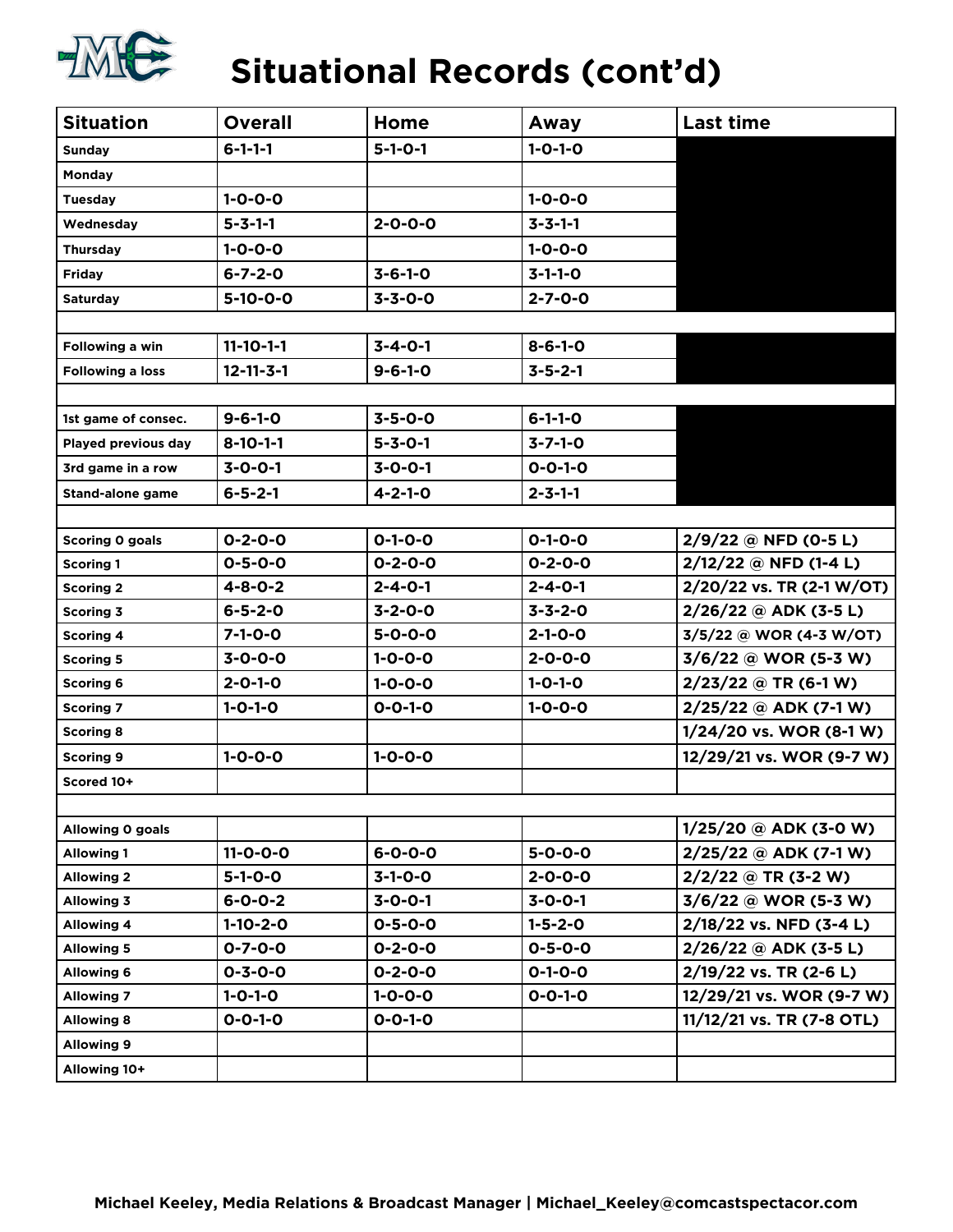# Situational Records (cont'd)

| Situation | Overall | Home | Away | Last time |
|---|---|---|---|---|
| Sunday | 6-1-1-1 | 5-1-0-1 | 1-0-1-0 | |
| Monday | | | | |
| Tuesday | 1-0-0-0 | | 1-0-0-0 | |
| Wednesday | 5-3-1-1 | 2-0-0-0 | 3-3-1-1 | |
| Thursday | 1-0-0-0 | | 1-0-0-0 | |
| Friday | 6-7-2-0 | 3-6-1-0 | 3-1-1-0 | |
| Saturday | 5-10-0-0 | 3-3-0-0 | 2-7-0-0 | |
| | | | | |
| Following a win | 11-10-1-1 | 3-4-0-1 | 8-6-1-0 | |
| Following a loss | 12-11-3-1 | 9-6-1-0 | 3-5-2-1 | |
| | | | | |
| 1st game of consec. | 9-6-1-0 | 3-5-0-0 | 6-1-1-0 | |
| Played previous day | 8-10-1-1 | 5-3-0-1 | 3-7-1-0 | |
| 3rd game in a row | 3-0-0-1 | 3-0-0-1 | 0-0-1-0 | |
| Stand-alone game | 6-5-2-1 | 4-2-1-0 | 2-3-1-1 | |
| | | | | |
| Scoring 0 goals | 0-2-0-0 | 0-1-0-0 | 0-1-0-0 | 2/9/22 @ NFD (0-5 L) |
| Scoring 1 | 0-5-0-0 | 0-2-0-0 | 0-2-0-0 | 2/12/22 @ NFD (1-4 L) |
| Scoring 2 | 4-8-0-2 | 2-4-0-1 | 2-4-0-1 | 2/20/22 vs. TR (2-1 W/OT) |
| Scoring 3 | 6-5-2-0 | 3-2-0-0 | 3-3-2-0 | 2/26/22 @ ADK (3-5 L) |
| Scoring 4 | 7-1-0-0 | 5-0-0-0 | 2-1-0-0 | 3/5/22 @ WOR (4-3 W/OT) |
| Scoring 5 | 3-0-0-0 | 1-0-0-0 | 2-0-0-0 | 3/6/22 @ WOR (5-3 W) |
| Scoring 6 | 2-0-1-0 | 1-0-0-0 | 1-0-1-0 | 2/23/22 @ TR (6-1 W) |
| Scoring 7 | 1-0-1-0 | 0-0-1-0 | 1-0-0-0 | 2/25/22 @ ADK (7-1 W) |
| Scoring 8 | | | | 1/24/20 vs. WOR (8-1 W) |
| Scoring 9 | 1-0-0-0 | 1-0-0-0 | | 12/29/21 vs. WOR (9-7 W) |
| Scored 10+ | | | | |
| | | | | |
| Allowing 0 goals | | | | 1/25/20 @ ADK (3-0 W) |
| Allowing 1 | 11-0-0-0 | 6-0-0-0 | 5-0-0-0 | 2/25/22 @ ADK (7-1 W) |
| Allowing 2 | 5-1-0-0 | 3-1-0-0 | 2-0-0-0 | 2/2/22 @ TR (3-2 W) |
| Allowing 3 | 6-0-0-2 | 3-0-0-1 | 3-0-0-1 | 3/6/22 @ WOR (5-3 W) |
| Allowing 4 | 1-10-2-0 | 0-5-0-0 | 1-5-2-0 | 2/18/22 vs. NFD (3-4 L) |
| Allowing 5 | 0-7-0-0 | 0-2-0-0 | 0-5-0-0 | 2/26/22 @ ADK (3-5 L) |
| Allowing 6 | 0-3-0-0 | 0-2-0-0 | 0-1-0-0 | 2/19/22 vs. TR (2-6 L) |
| Allowing 7 | 1-0-1-0 | 1-0-0-0 | 0-0-1-0 | 12/29/21 vs. WOR (9-7 W) |
| Allowing 8 | 0-0-1-0 | 0-0-1-0 | | 11/12/21 vs. TR (7-8 OTL) |
| Allowing 9 | | | | |
| Allowing 10+ | | | | |

Michael Keeley, Media Relations & Broadcast Manager | Michael_Keeley@comcastspectacor.com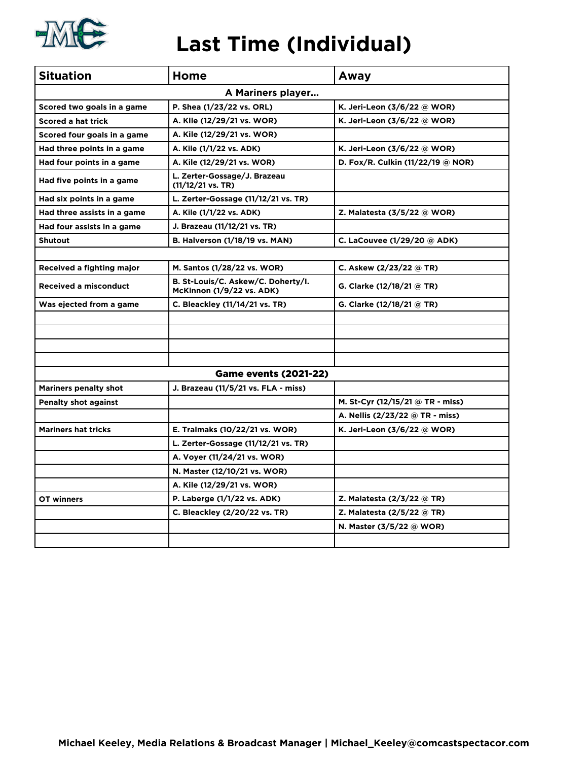# Last Time (Individual)

| Situation | Home | Away |
|---|---|---|
| **A Mariners player...** | | |
| Scored two goals in a game | P. Shea (1/23/22 vs. ORL) | K. Jeri-Leon (3/6/22 @ WOR) |
| Scored a hat trick | A. Kile (12/29/21 vs. WOR) | K. Jeri-Leon (3/6/22 @ WOR) |
| Scored four goals in a game | A. Kile (12/29/21 vs. WOR) | |
| Had three points in a game | A. Kile (1/1/22 vs. ADK) | K. Jeri-Leon (3/6/22 @ WOR) |
| Had four points in a game | A. Kile (12/29/21 vs. WOR) | D. Fox/R. Culkin (11/22/19 @ NOR) |
| Had five points in a game | L. Zerter-Gossage/J. Brazeau (11/12/21 vs. TR) | |
| Had six points in a game | L. Zerter-Gossage (11/12/21 vs. TR) | |
| Had three assists in a game | A. Kile (1/1/22 vs. ADK) | Z. Malatesta (3/5/22 @ WOR) |
| Had four assists in a game | J. Brazeau (11/12/21 vs. TR) | |
| Shutout | B. Halverson (1/18/19 vs. MAN) | C. LaCouvee (1/29/20 @ ADK) |
| | | |
| Received a fighting major | M. Santos (1/28/22 vs. WOR) | C. Askew (2/23/22 @ TR) |
| Received a misconduct | B. St-Louis/C. Askew/C. Doherty/I. McKinnon (1/9/22 vs. ADK) | G. Clarke (12/18/21 @ TR) |
| Was ejected from a game | C. Bleackley (11/14/21 vs. TR) | G. Clarke (12/18/21 @ TR) |
| | | |
| | | |
| | | |
| | | |
| **Game events (2021-22)** | | |
| Mariners penalty shot | J. Brazeau (11/5/21 vs. FLA - miss) | |
| Penalty shot against | | M. St-Cyr (12/15/21 @ TR - miss) |
| | | A. Nellis (2/23/22 @ TR - miss) |
| Mariners hat tricks | E. Tralmaks (10/22/21 vs. WOR) | K. Jeri-Leon (3/6/22 @ WOR) |
| | L. Zerter-Gossage (11/12/21 vs. TR) | |
| | A. Voyer (11/24/21 vs. WOR) | |
| | N. Master (12/10/21 vs. WOR) | |
| | A. Kile (12/29/21 vs. WOR) | |
| OT winners | P. Laberge (1/1/22 vs. ADK) | Z. Malatesta (2/3/22 @ TR) |
| | C. Bleackley (2/20/22 vs. TR) | Z. Malatesta (2/5/22 @ TR) |
| | | N. Master (3/5/22 @ WOR) |
| | | |

Michael Keeley, Media Relations & Broadcast Manager | Michael_Keeley@comcastspectacor.com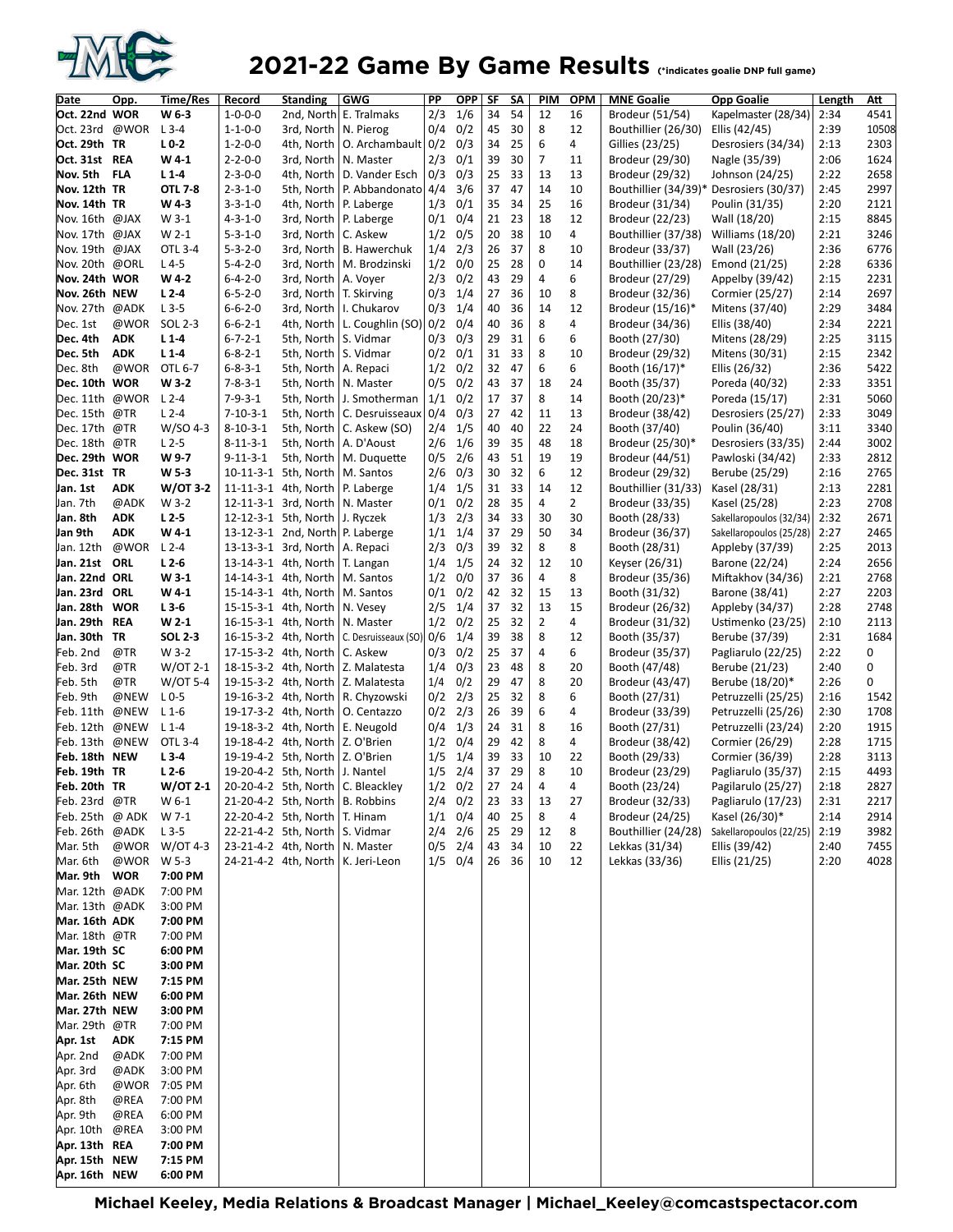# 2021-22 Game By Game Results (*indicates goalie DNP full game)

| Date | Opp. | Time/Res | Record | Standing | GWG | PP | OPP | SF | SA | PIM | OPM | MNE Goalie | Opp Goalie | Length | Att |
|---|---|---|---|---|---|---|---|---|---|---|---|---|---|---|---|
| **Oct. 22nd** | **WOR** | **W 6-3** | 1-0-0-0 | 2nd, North | E. Tralmaks | 2/3 | 1/6 | 34 | 54 | 12 | 16 | Brodeur (51/54) | Kapelmaster (28/34) | 2:34 | 4541 |
| Oct. 23rd | @WOR | L 3-4 | 1-1-0-0 | 3rd, North | N. Pierog | 0/4 | 0/2 | 45 | 30 | 8 | 12 | Bouthillier (26/30) | Ellis (42/45) | 2:39 | 10508 |
| **Oct. 29th** | **TR** | **L 0-2** | 1-2-0-0 | 4th, North | O. Archambault | 0/2 | 0/3 | 34 | 25 | 6 | 4 | Gillies (23/25) | Desrosiers (34/34) | 2:13 | 2303 |
| **Oct. 31st** | **REA** | **W 4-1** | 2-2-0-0 | 3rd, North | N. Master | 2/3 | 0/1 | 39 | 30 | 7 | 11 | Brodeur (29/30) | Nagle (35/39) | 2:06 | 1624 |
| **Nov. 5th** | **FLA** | **L 1-4** | 2-3-0-0 | 4th, North | D. Vander Esch | 0/3 | 0/3 | 25 | 33 | 13 | 13 | Brodeur (29/32) | Johnson (24/25) | 2:22 | 2658 |
| **Nov. 12th** | **TR** | **OTL 7-8** | 2-3-1-0 | 5th, North | P. Abbandonato | 4/4 | 3/6 | 37 | 47 | 14 | 10 | Bouthillier (34/39)* | Desrosiers (30/37) | 2:45 | 2997 |
| **Nov. 14th** | **TR** | **W 4-3** | 3-3-1-0 | 4th, North | P. Laberge | 1/3 | 0/1 | 35 | 34 | 25 | 16 | Brodeur (31/34) | Poulin (31/35) | 2:20 | 2121 |
| Nov. 16th | @JAX | W 3-1 | 4-3-1-0 | 3rd, North | P. Laberge | 0/1 | 0/4 | 21 | 23 | 18 | 12 | Brodeur (22/23) | Wall (18/20) | 2:15 | 8845 |
| Nov. 17th | @JAX | W 2-1 | 5-3-1-0 | 3rd, North | C. Askew | 1/2 | 0/5 | 20 | 38 | 10 | 4 | Bouthillier (37/38) | Williams (18/20) | 2:21 | 3246 |
| Nov. 19th | @JAX | OTL 3-4 | 5-3-2-0 | 3rd, North | B. Hawerchuk | 1/4 | 2/3 | 26 | 37 | 8 | 10 | Brodeur (33/37) | Wall (23/26) | 2:36 | 6776 |
| Nov. 20th | @ORL | L 4-5 | 5-4-2-0 | 3rd, North | M. Brodzinski | 1/2 | 0/0 | 25 | 28 | 0 | 14 | Bouthillier (23/28) | Emond (21/25) | 2:28 | 6336 |
| **Nov. 24th** | **WOR** | **W 4-2** | 6-4-2-0 | 3rd, North | A. Voyer | 2/3 | 0/2 | 43 | 29 | 4 | 6 | Brodeur (27/29) | Appelby (39/42) | 2:15 | 2231 |
| **Nov. 26th** | **NEW** | **L 2-4** | 6-5-2-0 | 3rd, North | T. Skirving | 0/3 | 1/4 | 27 | 36 | 10 | 8 | Brodeur (32/36) | Cormier (25/27) | 2:14 | 2697 |
| Nov. 27th | @ADK | L 3-5 | 6-6-2-0 | 3rd, North | I. Chukarov | 0/3 | 1/4 | 40 | 36 | 14 | 12 | Brodeur (15/16)* | Mitens (37/40) | 2:29 | 3484 |
| Dec. 1st | @WOR | SOL 2-3 | 6-6-2-1 | 4th, North | L. Coughlin (SO) | 0/2 | 0/4 | 40 | 36 | 8 | 4 | Brodeur (34/36) | Ellis (38/40) | 2:34 | 2221 |
| **Dec. 4th** | **ADK** | **L 1-4** | 6-7-2-1 | 5th, North | S. Vidmar | 0/3 | 0/3 | 29 | 31 | 6 | 6 | Booth (27/30) | Mitens (28/29) | 2:25 | 3115 |
| **Dec. 5th** | **ADK** | **L 1-4** | 6-8-2-1 | 5th, North | S. Vidmar | 0/2 | 0/1 | 31 | 33 | 8 | 10 | Brodeur (29/32) | Mitens (30/31) | 2:15 | 2342 |
| Dec. 8th | @WOR | OTL 6-7 | 6-8-3-1 | 5th, North | A. Repaci | 1/2 | 0/2 | 32 | 47 | 6 | 6 | Booth (16/17)* | Ellis (26/32) | 2:36 | 5422 |
| **Dec. 10th** | **WOR** | **W 3-2** | 7-8-3-1 | 5th, North | N. Master | 0/5 | 0/2 | 43 | 37 | 18 | 24 | Booth (35/37) | Poreda (40/32) | 2:33 | 3351 |
| Dec. 11th | @WOR | L 2-4 | 7-9-3-1 | 5th, North | J. Smotherman | 1/1 | 0/2 | 17 | 37 | 8 | 14 | Booth (20/23)* | Poreda (15/17) | 2:31 | 5060 |
| Dec. 15th | @TR | L 2-4 | 7-10-3-1 | 5th, North | C. Desruisseaux | 0/4 | 0/3 | 27 | 42 | 11 | 13 | Brodeur (38/42) | Desrosiers (25/27) | 2:33 | 3049 |
| Dec. 17th | @TR | W/SO 4-3 | 8-10-3-1 | 5th, North | C. Askew (SO) | 2/4 | 1/5 | 40 | 40 | 22 | 24 | Booth (37/40) | Poulin (36/40) | 3:11 | 3340 |
| Dec. 18th | @TR | L 2-5 | 8-11-3-1 | 5th, North | A. D'Aoust | 2/6 | 1/6 | 39 | 35 | 48 | 18 | Brodeur (25/30)* | Desrosiers (33/35) | 2:44 | 3002 |
| **Dec. 29th** | **WOR** | **W 9-7** | 9-11-3-1 | 5th, North | M. Duquette | 0/5 | 2/6 | 43 | 51 | 19 | 19 | Brodeur (44/51) | Pawloski (34/42) | 2:33 | 2812 |
| **Dec. 31st** | **TR** | **W 5-3** | 10-11-3-1 | 5th, North | M. Santos | 2/6 | 0/3 | 30 | 32 | 6 | 12 | Brodeur (29/32) | Berube (25/29) | 2:16 | 2765 |
| **Jan. 1st** | **ADK** | **W/OT 3-2** | 11-11-3-1 | 4th, North | P. Laberge | 1/4 | 1/5 | 31 | 33 | 14 | 12 | Bouthillier (31/33) | Kasel (28/31) | 2:13 | 2281 |
| Jan. 7th | @ADK | W 3-2 | 12-11-3-1 | 3rd, North | N. Master | 0/1 | 0/2 | 28 | 35 | 4 | 2 | Brodeur (33/35) | Kasel (25/28) | 2:23 | 2708 |
| **Jan. 8th** | **ADK** | **L 2-5** | 12-12-3-1 | 5th, North | J. Ryczek | 1/3 | 2/3 | 34 | 33 | 30 | 30 | Booth (28/33) | Sakellaropoulos (32/34) | 2:32 | 2671 |
| **Jan 9th** | **ADK** | **W 4-1** | 13-12-3-1 | 2nd, North | P. Laberge | 1/1 | 1/4 | 37 | 29 | 50 | 34 | Brodeur (36/37) | Sakellaropoulos (25/28) | 2:27 | 2465 |
| Jan. 12th | @WOR | L 2-4 | 13-13-3-1 | 3rd, North | A. Repaci | 2/3 | 0/3 | 39 | 32 | 8 | 8 | Booth (28/31) | Appleby (37/39) | 2:25 | 2013 |
| **Jan. 21st** | **ORL** | **L 2-6** | 13-14-3-1 | 4th, North | T. Langan | 1/4 | 1/5 | 24 | 32 | 12 | 10 | Keyser (26/31) | Barone (22/24) | 2:24 | 2656 |
| **Jan. 22nd** | **ORL** | **W 3-1** | 14-14-3-1 | 4th, North | M. Santos | 1/2 | 0/0 | 37 | 36 | 4 | 8 | Brodeur (35/36) | Miftakhov (34/36) | 2:21 | 2768 |
| **Jan. 23rd** | **ORL** | **W 4-1** | 15-14-3-1 | 4th, North | M. Santos | 0/1 | 0/2 | 42 | 32 | 15 | 13 | Booth (31/32) | Barone (38/41) | 2:27 | 2203 |
| **Jan. 28th** | **WOR** | **L 3-6** | 15-15-3-1 | 4th, North | N. Vesey | 2/5 | 1/4 | 37 | 32 | 13 | 15 | Brodeur (26/32) | Appleby (34/37) | 2:28 | 2748 |
| **Jan. 29th** | **REA** | **W 2-1** | 16-15-3-1 | 4th, North | N. Master | 1/2 | 0/2 | 25 | 32 | 2 | 4 | Brodeur (31/32) | Ustimenko (23/25) | 2:10 | 2113 |
| **Jan. 30th** | **TR** | **SOL 2-3** | 16-15-3-2 | 4th, North | C. Desruisseaux (SO) | 0/6 | 1/4 | 39 | 38 | 8 | 12 | Booth (35/37) | Berube (37/39) | 2:31 | 1684 |
| Feb. 2nd | @TR | W 3-2 | 17-15-3-2 | 4th, North | C. Askew | 0/3 | 0/2 | 25 | 37 | 4 | 6 | Brodeur (35/37) | Pagliarulo (22/25) | 2:22 | 0 |
| Feb. 3rd | @TR | W/OT 2-1 | 18-15-3-2 | 4th, North | Z. Malatesta | 1/4 | 0/3 | 23 | 48 | 8 | 20 | Booth (47/48) | Berube (21/23) | 2:40 | 0 |
| Feb. 5th | @TR | W/OT 5-4 | 19-15-3-2 | 4th, North | Z. Malatesta | 1/4 | 0/2 | 29 | 47 | 8 | 20 | Brodeur (43/47) | Berube (18/20)* | 2:26 | 0 |
| Feb. 9th | @NEW | L 0-5 | 19-16-3-2 | 4th, North | R. Chyzowski | 0/2 | 2/3 | 25 | 32 | 8 | 6 | Booth (27/31) | Petruzzelli (25/25) | 2:16 | 1542 |
| Feb. 11th | @NEW | L 1-6 | 19-17-3-2 | 4th, North | O. Centazzo | 0/2 | 2/3 | 26 | 39 | 6 | 4 | Brodeur (33/39) | Petruzzelli (25/26) | 2:30 | 1708 |
| Feb. 12th | @NEW | L 1-4 | 19-18-3-2 | 4th, North | E. Neugold | 0/4 | 1/3 | 24 | 31 | 8 | 16 | Booth (27/31) | Petruzzelli (23/24) | 2:20 | 1915 |
| Feb. 13th | @NEW | OTL 3-4 | 19-18-4-2 | 4th, North | Z. O'Brien | 1/2 | 0/4 | 29 | 42 | 8 | 4 | Brodeur (38/42) | Cormier (26/29) | 2:28 | 1715 |
| **Feb. 18th** | **NEW** | **L 3-4** | 19-19-4-2 | 5th, North | Z. O'Brien | 1/5 | 1/4 | 39 | 33 | 10 | 22 | Booth (29/33) | Cormier (36/39) | 2:28 | 3113 |
| **Feb. 19th** | **TR** | **L 2-6** | 19-20-4-2 | 5th, North | J. Nantel | 1/5 | 2/4 | 37 | 29 | 8 | 10 | Brodeur (23/29) | Pagliarulo (35/37) | 2:15 | 4493 |
| **Feb. 20th** | **TR** | **W/OT 2-1** | 20-20-4-2 | 5th, North | C. Bleackley | 1/2 | 0/2 | 27 | 24 | 4 | 4 | Booth (23/24) | Pagilarulo (25/27) | 2:18 | 2827 |
| Feb. 23rd | @TR | W 6-1 | 21-20-4-2 | 5th, North | B. Robbins | 2/4 | 0/2 | 23 | 33 | 13 | 27 | Brodeur (32/33) | Pagliarulo (17/23) | 2:31 | 2217 |
| Feb. 25th | @ ADK | W 7-1 | 22-20-4-2 | 5th, North | T. Hinam | 1/1 | 0/4 | 40 | 25 | 8 | 4 | Brodeur (24/25) | Kasel (26/30)* | 2:14 | 2914 |
| Feb. 26th | @ADK | L 3-5 | 22-21-4-2 | 5th, North | S. Vidmar | 2/4 | 2/6 | 25 | 29 | 12 | 8 | Bouthillier (24/28) | Sakellaropoulos (22/25) | 2:19 | 3982 |
| Mar. 5th | @WOR | W/OT 4-3 | 23-21-4-2 | 4th, North | N. Master | 0/5 | 2/4 | 43 | 34 | 10 | 22 | Lekkas (31/34) | Ellis (39/42) | 2:40 | 7455 |
| Mar. 6th | @WOR | W 5-3 | 24-21-4-2 | 4th, North | K. Jeri-Leon | 1/5 | 0/4 | 26 | 36 | 10 | 12 | Lekkas (33/36) | Ellis (21/25) | 2:20 | 4028 |
| **Mar. 9th** | **WOR** | **7:00 PM** | | | | | | | | | | | | | |
| Mar. 12th | @ADK | 7:00 PM | | | | | | | | | | | | | |
| Mar. 13th | @ADK | 3:00 PM | | | | | | | | | | | | | |
| **Mar. 16th** | **ADK** | **7:00 PM** | | | | | | | | | | | | | |
| Mar. 18th | @TR | 7:00 PM | | | | | | | | | | | | | |
| **Mar. 19th** | **SC** | **6:00 PM** | | | | | | | | | | | | | |
| **Mar. 20th** | **SC** | **3:00 PM** | | | | | | | | | | | | | |
| **Mar. 25th** | **NEW** | **7:15 PM** | | | | | | | | | | | | | |
| **Mar. 26th** | **NEW** | **6:00 PM** | | | | | | | | | | | | | |
| **Mar. 27th** | **NEW** | **3:00 PM** | | | | | | | | | | | | | |
| Mar. 29th | @TR | 7:00 PM | | | | | | | | | | | | | |
| **Apr. 1st** | **ADK** | **7:15 PM** | | | | | | | | | | | | | |
| Apr. 2nd | @ADK | 7:00 PM | | | | | | | | | | | | | |
| Apr. 3rd | @ADK | 3:00 PM | | | | | | | | | | | | | |
| Apr. 6th | @WOR | 7:05 PM | | | | | | | | | | | | | |
| Apr. 8th | @REA | 7:00 PM | | | | | | | | | | | | | |
| Apr. 9th | @REA | 6:00 PM | | | | | | | | | | | | | |
| Apr. 10th | @REA | 3:00 PM | | | | | | | | | | | | | |
| **Apr. 13th** | **REA** | **7:00 PM** | | | | | | | | | | | | | |
| **Apr. 15th** | **NEW** | **7:15 PM** | | | | | | | | | | | | | |
| **Apr. 16th** | **NEW** | **6:00 PM** | | | | | | | | | | | | | |

**Michael Keeley, Media Relations & Broadcast Manager | Michael_Keeley@comcastspectacor.com**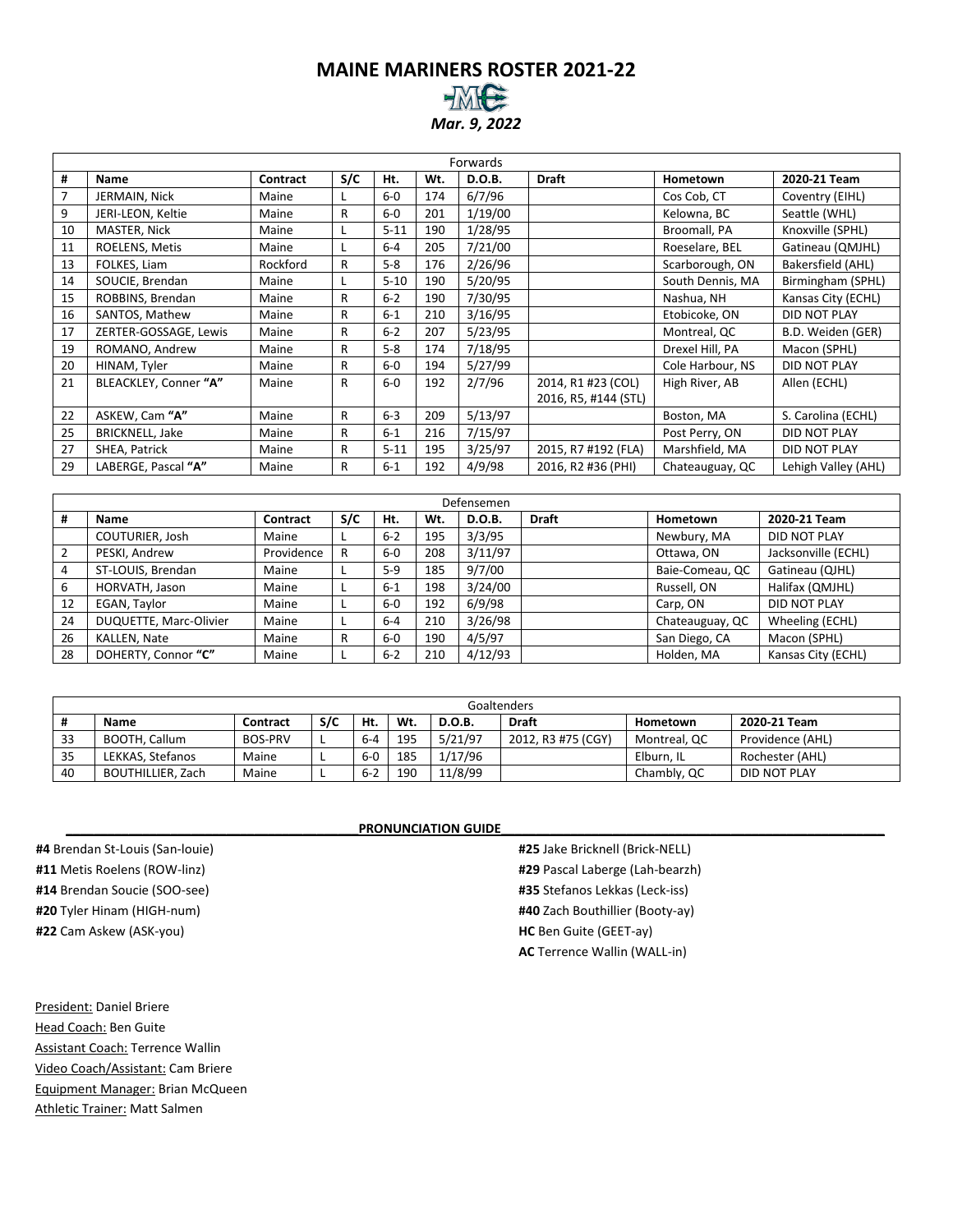# MAINE MARINERS ROSTER 2021-22

***Mar. 9, 2022***

| Forwards | | | | | | | | | |
|---|---|---|---|---|---|---|---|---|---|
| # | Name | Contract | S/C | Ht. | Wt. | D.O.B. | Draft | Hometown | 2020-21 Team |
| 7 | JERMAIN, Nick | Maine | L | 6-0 | 174 | 6/7/96 | | Cos Cob, CT | Coventry (EIHL) |
| 9 | JERI-LEON, Keltie | Maine | R | 6-0 | 201 | 1/19/00 | | Kelowna, BC | Seattle (WHL) |
| 10 | MASTER, Nick | Maine | L | 5-11 | 190 | 1/28/95 | | Broomall, PA | Knoxville (SPHL) |
| 11 | ROELENS, Metis | Maine | L | 6-4 | 205 | 7/21/00 | | Roeselare, BEL | Gatineau (QMJHL) |
| 13 | FOLKES, Liam | Rockford | R | 5-8 | 176 | 2/26/96 | | Scarborough, ON | Bakersfield (AHL) |
| 14 | SOUCIE, Brendan | Maine | L | 5-10 | 190 | 5/20/95 | | South Dennis, MA | Birmingham (SPHL) |
| 15 | ROBBINS, Brendan | Maine | R | 6-2 | 190 | 7/30/95 | | Nashua, NH | Kansas City (ECHL) |
| 16 | SANTOS, Mathew | Maine | R | 6-1 | 210 | 3/16/95 | | Etobicoke, ON | DID NOT PLAY |
| 17 | ZERTER-GOSSAGE, Lewis | Maine | R | 6-2 | 207 | 5/23/95 | | Montreal, QC | B.D. Weiden (GER) |
| 19 | ROMANO, Andrew | Maine | R | 5-8 | 174 | 7/18/95 | | Drexel Hill, PA | Macon (SPHL) |
| 20 | HINAM, Tyler | Maine | R | 6-0 | 194 | 5/27/99 | | Cole Harbour, NS | DID NOT PLAY |
| 21 | BLEACKLEY, Conner **"A"** | Maine | R | 6-0 | 192 | 2/7/96 | 2014, R1 #23 (COL) 2016, R5, #144 (STL) | High River, AB | Allen (ECHL) |
| 22 | ASKEW, Cam **"A"** | Maine | R | 6-3 | 209 | 5/13/97 | | Boston, MA | S. Carolina (ECHL) |
| 25 | BRICKNELL, Jake | Maine | R | 6-1 | 216 | 7/15/97 | | Post Perry, ON | DID NOT PLAY |
| 27 | SHEA, Patrick | Maine | R | 5-11 | 195 | 3/25/97 | 2015, R7 #192 (FLA) | Marshfield, MA | DID NOT PLAY |
| 29 | LABERGE, Pascal **"A"** | Maine | R | 6-1 | 192 | 4/9/98 | 2016, R2 #36 (PHI) | Chateauguay, QC | Lehigh Valley (AHL) |

| Defensemen | | | | | | | | | |
|---|---|---|---|---|---|---|---|---|---|
| # | Name | Contract | S/C | Ht. | Wt. | D.O.B. | Draft | Hometown | 2020-21 Team |
| | COUTURIER, Josh | Maine | L | 6-2 | 195 | 3/3/95 | | Newbury, MA | DID NOT PLAY |
| 2 | PESKI, Andrew | Providence | R | 6-0 | 208 | 3/11/97 | | Ottawa, ON | Jacksonville (ECHL) |
| 4 | ST-LOUIS, Brendan | Maine | L | 5-9 | 185 | 9/7/00 | | Baie-Comeau, QC | Gatineau (QJHL) |
| 6 | HORVATH, Jason | Maine | L | 6-1 | 198 | 3/24/00 | | Russell, ON | Halifax (QMJHL) |
| 12 | EGAN, Taylor | Maine | L | 6-0 | 192 | 6/9/98 | | Carp, ON | DID NOT PLAY |
| 24 | DUQUETTE, Marc-Olivier | Maine | L | 6-4 | 210 | 3/26/98 | | Chateauguay, QC | Wheeling (ECHL) |
| 26 | KALLEN, Nate | Maine | R | 6-0 | 190 | 4/5/97 | | San Diego, CA | Macon (SPHL) |
| 28 | DOHERTY, Connor **"C"** | Maine | L | 6-2 | 210 | 4/12/93 | | Holden, MA | Kansas City (ECHL) |

| Goaltenders | | | | | | | | | |
|---|---|---|---|---|---|---|---|---|---|
| # | Name | Contract | S/C | Ht. | Wt. | D.O.B. | Draft | Hometown | 2020-21 Team |
| 33 | BOOTH, Callum | BOS-PRV | L | 6-4 | 195 | 5/21/97 | 2012, R3 #75 (CGY) | Montreal, QC | Providence (AHL) |
| 35 | LEKKAS, Stefanos | Maine | L | 6-0 | 185 | 1/17/96 | | Elburn, IL | Rochester (AHL) |
| 40 | BOUTHILLIER, Zach | Maine | L | 6-2 | 190 | 11/8/99 | | Chambly, QC | DID NOT PLAY |

**PRONUNCIATION GUIDE**

**#4** Brendan St-Louis (San-louie)
**#11** Metis Roelens (ROW-linz)
**#14** Brendan Soucie (SOO-see)
**#20** Tyler Hinam (HIGH-num)
**#22** Cam Askew (ASK-you)
**#25** Jake Bricknell (Brick-NELL)
**#29** Pascal Laberge (Lah-bearzh)
**#35** Stefanos Lekkas (Leck-iss)
**#40** Zach Bouthillier (Booty-ay)
**HC** Ben Guite (GEET-ay)
**AC** Terrence Wallin (WALL-in)

President: Daniel Briere
Head Coach: Ben Guite
Assistant Coach: Terrence Wallin
Video Coach/Assistant: Cam Briere
Equipment Manager: Brian McQueen
Athletic Trainer: Matt Salmen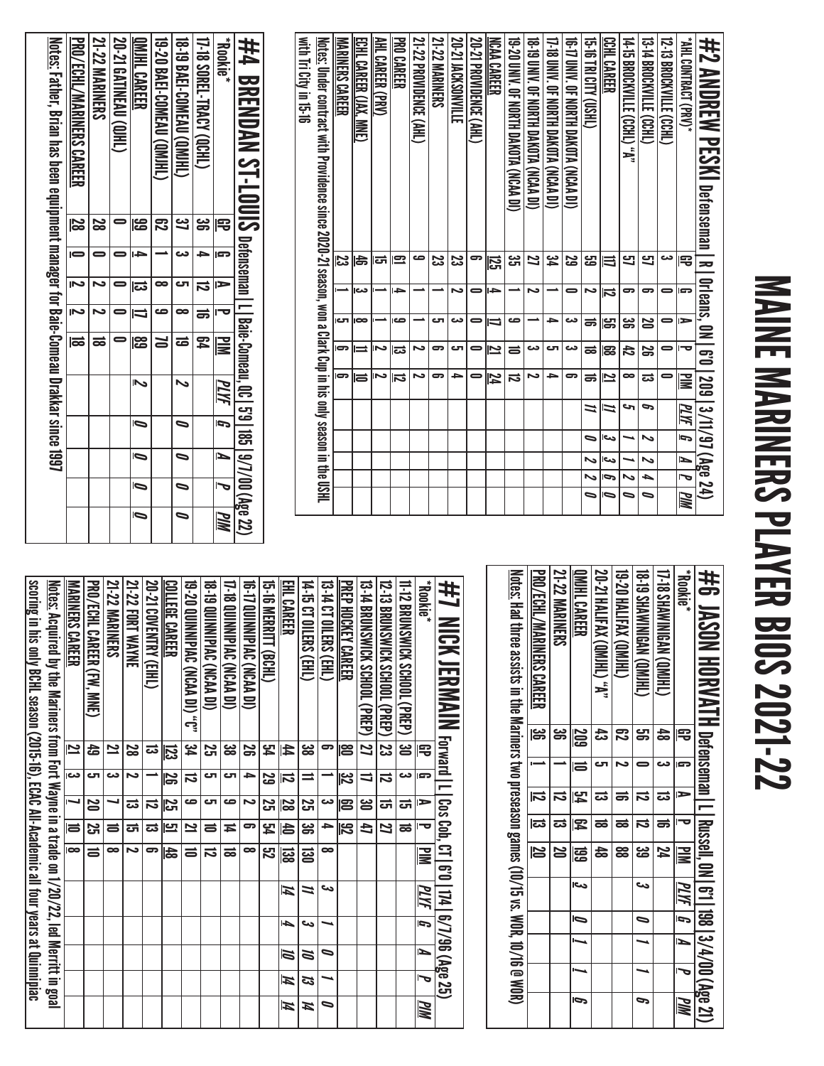# MAINE MARINERS PLAYER BIOS 2021-22

## #2 ANDREW PESKI Defenseman | R | Orleans, ON | 6'0 | 209 | 3/11/97 (Age 24)

| | GP | G | A | P | PIM | PLYF | G | A | P | PIM |
|---|---|---|---|---|---|---|---|---|---|---|
| *AHL CONTRACT (PRV)* | | | | | | | | | | |
| 12-13 BROCKVILLE (CCHL) | 3 | 0 | 0 | 0 | 0 | | | | | |
| 13-14 BROCKVILLE (CCHL) | 57 | 6 | 20 | 26 | 13 | 6 | 2 | 2 | 4 | 0 |
| 14-15 BROCKVILLE (CCHL) "A" | 57 | 6 | 36 | 42 | 8 | 5 | 1 | 1 | 2 | 0 |
| CCHL CAREER | 117 | 12 | 56 | 68 | 21 | 11 | 3 | 3 | 6 | 0 |
| 15-16 TRI CITY (USHL) | 59 | 2 | 16 | 18 | 16 | 11 | 0 | 2 | 2 | 0 |
| 16-17 UNIV. OF NORTH DAKOTA (NCAA DI) | 29 | 0 | 3 | 3 | 6 | | | | | |
| 17-18 UNIV. OF NORTH DAKOTA (NCAA DI) | 34 | 1 | 4 | 5 | 4 | | | | | |
| 18-19 UNIV. OF NORTH DAKOTA (NCAA DI) | 27 | 2 | 1 | 3 | 2 | | | | | |
| 19-20 UNIV. OF NORTH DAKOTA (NCAA DI) | 35 | 1 | 9 | 10 | 12 | | | | | |
| NCAA CAREER | 125 | 4 | 17 | 21 | 24 | | | | | |
| 20-21 PROVIDENCE (AHL) | 6 | 0 | 0 | 0 | 0 | | | | | |
| 20-21 JACKSONVILLE | 23 | 2 | 3 | 5 | 4 | | | | | |
| 21-22 MARINERS | 23 | 1 | 5 | 6 | 6 | | | | | |
| 21-22 PROVIDENCE (AHL) | 9 | 1 | 1 | 2 | 2 | | | | | |
| PRO CAREER | 61 | 4 | 9 | 13 | 12 | | | | | |
| AHL CAREER (PRV) | 15 | 1 | 1 | 2 | 2 | | | | | |
| ECHL CAREER (JAX, MNE) | 46 | 3 | 8 | 11 | 10 | | | | | |
| MARINERS CAREER | 23 | 1 | 5 | 6 | 6 | | | | | |

Notes: Under contract with Providence since 2020-21 season, won a Clark Cup in his only season in the USHL with Tri City in 15-16

## #4 BRENDAN ST-LOUIS Defenseman | L | Baie-Comeau, QC | 5'9 | 185 | 9/7/00 (Age 22)

| *Rookie* | GP | G | A | P | PIM | PLYF | G | A | P | PIM |
|---|---|---|---|---|---|---|---|---|---|---|
| 17-18 SOREL-TRACY (QCHL) | 36 | 4 | 12 | 16 | 64 | | | | | |
| 18-19 BAEI-COMEAU (QMJHL) | 37 | 3 | 5 | 8 | 19 | 2 | 0 | 0 | 0 | 0 |
| 19-20 BAEI-COMEAU (QMJHL) | 62 | 1 | 8 | 9 | 70 | | | | | |
| QMJHL CAREER | 99 | 4 | 13 | 17 | 89 | 2 | 0 | 0 | 0 | 0 |
| 20-21 GATINEAU (QJHL) | 0 | 0 | 0 | 0 | 0 | | | | | |
| 21-22 MARINERS | 28 | 0 | 2 | 2 | 18 | | | | | |
| PRO/ECHL/MARINERS CAREER | 28 | 0 | 2 | 2 | 18 | | | | | |

Notes: Father, Brian has been equipment manager for Baie-Comeau Drakkar since 1997

## #6 JASON HORVATH Defenseman | L | Russell, ON | 6'1 | 198 | 3/4/00 (Age 21)

| *Rookie* | GP | G | A | P | PIM | PLYF | G | A | P | PIM |
|---|---|---|---|---|---|---|---|---|---|---|
| 17-18 SHAWINIGAN (QMJHL) | 48 | 3 | 13 | 16 | 24 | | | | | |
| 18-19 SHAWINIGAN (QMJHL) | 56 | 0 | 12 | 12 | 39 | 3 | 0 | 1 | 1 | 6 |
| 19-20 HALIFAX (QMJHL) | 62 | 2 | 16 | 18 | 88 | | | | | |
| 20-21 HALIFAX (QMJHL) "A" | 43 | 5 | 13 | 18 | 48 | | | | | |
| QMJHL CAREER | 209 | 10 | 54 | 64 | 199 | 3 | 0 | 1 | 1 | 6 |
| 21-22 MARINERS | 36 | 1 | 12 | 13 | 20 | | | | | |
| PRO/ECHL/MARINERS CAREER | 36 | 1 | 12 | 13 | 20 | | | | | |

Notes: Had three assists in the Mariners two preseason games (10/15 vs. WOR, 10/16 @ WOR)

## #7 NICK JERMAIN Forward | L | Cos Cob, CT | 6'0 | 174 | 6/7/96 (Age 25)

| *Rookie* | GP | G | A | P | PIM | PLYF | G | A | P | PIM |
|---|---|---|---|---|---|---|---|---|---|---|
| 11-12 BRUNSWICK SCHOOL (PREP) | 30 | 3 | 15 | 18 | | | | | | |
| 12-13 BRUNSWICK SCHOOL (PREP) | 23 | 12 | 15 | 27 | | | | | | |
| 13-14 BRUNSWICK SCHOOL (PREP) | 27 | 17 | 30 | 47 | | | | | | |
| PREP HOCKEY CAREER | 80 | 32 | 60 | 92 | | | | | | |
| 13-14 CT OILERS (EHL) | 6 | 1 | 3 | 4 | 8 | 3 | 1 | 0 | 1 | 0 |
| 14-15 CT OILERS (EHL) | 38 | 11 | 25 | 36 | 130 | 11 | 3 | 10 | 13 | 14 |
| EHL CAREER | 44 | 12 | 28 | 40 | 138 | 14 | 4 | 10 | 14 | 14 |
| 15-16 MERRITT (BCHL) | 54 | 29 | 25 | 54 | 52 | | | | | |
| 16-17 QUINNIPIAC (NCAA DI) | 26 | 4 | 2 | 6 | 8 | | | | | |
| 17-18 QUINNIPIAC (NCAA DI) | 38 | 5 | 9 | 14 | 18 | | | | | |
| 18-19 QUINNIPIAC (NCAA DI) | 25 | 5 | 5 | 10 | 12 | | | | | |
| 19-20 QUINNIPIAC (NCAA DI) "C" | 34 | 12 | 9 | 21 | 10 | | | | | |
| COLLEGE CAREER | 123 | 26 | 25 | 51 | 48 | | | | | |
| 20-21 COVENTRY (EIHL) | 13 | 1 | 12 | 13 | 6 | | | | | |
| 21-22 FORT WAYNE | 28 | 2 | 13 | 15 | 2 | | | | | |
| 21-22 MARINERS | 21 | 3 | 7 | 10 | 8 | | | | | |
| PRO/ECHL CAREER (FW, MNE) | 49 | 5 | 20 | 25 | 10 | | | | | |
| MARINERS CAREER | 21 | 3 | 7 | 10 | 8 | | | | | |

Notes: Acquired by the Mariners from Fort Wayne in a trade on 1/20/22, led Merritt in goal scoring in his only BCHL season (2015-16), ECAC All-Academic all four years at Quinnipiac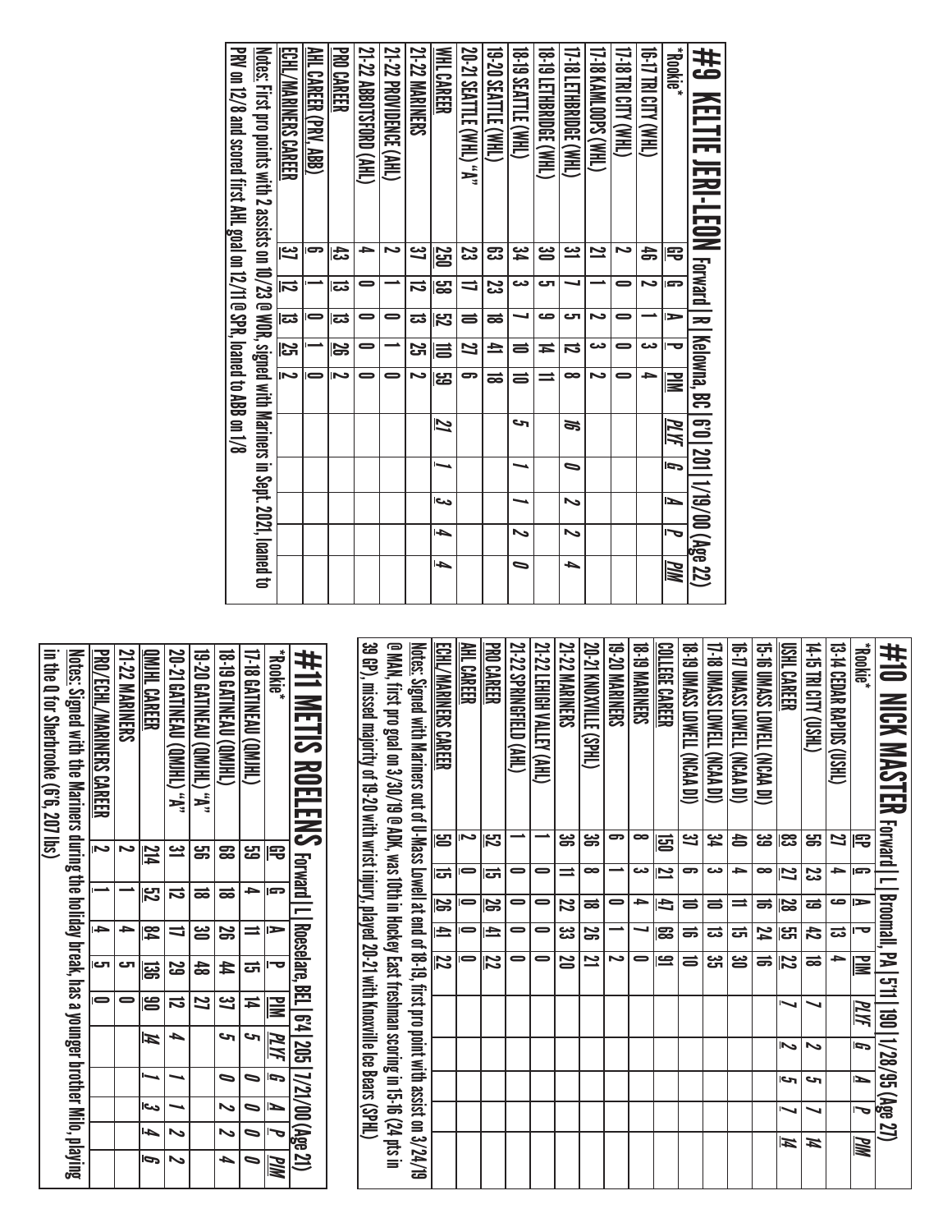## #9 KELTIE JERI-LEON Forward | R | Kelowna, BC | 6'0 | 201 | 1/19/00 (Age 22)

| *Rookie* | GP | G | A | P | PIM | PLYF | G | A | P | PIM |
|---|---|---|---|---|---|---|---|---|---|---|
| 16-17 TRI CITY (WHL) | 46 | 2 | 1 | 3 | 4 | | | | | |
| 17-18 TRI CITY (WHL) | 2 | 0 | 0 | 0 | 0 | | | | | |
| 17-18 KAMLOOPS (WHL) | 21 | 1 | 2 | 3 | 2 | | | | | |
| 17-18 LETHBRIDGE (WHL) | 31 | 7 | 5 | 12 | 8 | 16 | 0 | 2 | 2 | 4 |
| 18-19 LETHBRIDGE (WHL) | 30 | 5 | 9 | 14 | 11 | | | | | |
| 18-19 SEATTLE (WHL) | 34 | 3 | 7 | 10 | 10 | 5 | 1 | 1 | 2 | 0 |
| 19-20 SEATTLE (WHL) | 63 | 23 | 18 | 41 | 18 | | | | | |
| 20-21 SEATTLE (WHL) "A" | 23 | 17 | 10 | 27 | 6 | | | | | |
| WHL CAREER | 250 | 58 | 52 | 110 | 59 | 21 | 1 | 3 | 4 | 4 |
| 21-22 MARINERS | 37 | 12 | 13 | 25 | 2 | | | | | |
| 21-22 PROVIDENCE (AHL) | 2 | 1 | 0 | 1 | 0 | | | | | |
| 21-22 ABBOTSFORD (AHL) | 4 | 0 | 0 | 0 | 0 | | | | | |
| PRO CAREER | 43 | 13 | 13 | 26 | 2 | | | | | |
| AHL CAREER (PRV, ABB) | 6 | 1 | 0 | 1 | 0 | | | | | |
| ECHL/MARINERS CAREER | 37 | 12 | 13 | 25 | 2 | | | | | |

Notes: First pro points with 2 assists on 10/23 @ WOR, signed with Mariners in Sept. 2021, loaned to PRV on 12/8 and scored first AHL goal on 12/11 @ SPR, loaned to ABB on 1/8

## #10 NICK MASTER Forward | L | Broomall, PA | 5'11 | 190 | 1/28/95 (Age 27)

| *Rookie* | GP | G | A | P | PIM | PLYF | G | A | P | PIM |
|---|---|---|---|---|---|---|---|---|---|---|
| 13-14 CEDAR RAPIDS (USHL) | 27 | 4 | 9 | 13 | 4 | | | | | |
| 14-15 TRI CITY (USHL) | 56 | 23 | 19 | 42 | 18 | 7 | 2 | 5 | 7 | 14 |
| USHL CAREER | 83 | 27 | 28 | 55 | 22 | 7 | 2 | 5 | 7 | 14 |
| 15-16 UMASS LOWELL (NCAA DI) | 39 | 8 | 16 | 24 | 16 | | | | | |
| 16-17 UMASS LOWELL (NCAA DI) | 40 | 4 | 11 | 15 | 30 | | | | | |
| 17-18 UMASS LOWELL (NCAA DI) | 34 | 3 | 10 | 13 | 35 | | | | | |
| 18-19 UMASS LOWELL (NCAA DI) | 37 | 6 | 10 | 16 | 10 | | | | | |
| COLLEGE CAREER | 150 | 21 | 47 | 68 | 91 | | | | | |
| 18-19 MARINERS | 8 | 3 | 4 | 7 | 0 | | | | | |
| 19-20 MARINERS | 6 | 1 | 0 | 1 | 2 | | | | | |
| 20-21 KNOXVILLE (SPHL) | 36 | 8 | 18 | 26 | 21 | | | | | |
| 21-22 MARINERS | 36 | 11 | 22 | 33 | 20 | | | | | |
| 21-22 LEHIGH VALLEY (AHL) | 1 | 0 | 0 | 0 | 0 | | | | | |
| 21-22 SPRINGFIELD (AHL) | 1 | 0 | 0 | 0 | 0 | | | | | |
| PRO CAREER | 52 | 15 | 26 | 41 | 22 | | | | | |
| AHL CAREER | 2 | 0 | 0 | 0 | 0 | | | | | |
| ECHL/MARINERS CAREER | 50 | 15 | 26 | 41 | 22 | | | | | |

Notes: Signed with Mariners out of U-Mass Lowell at end of 18-19, first pro point with assist on 3/24/19 @ MAN, first pro goal on 3/30/19 @ ADK, was 10th in Hockey East freshman scoring in 15-16 (24 pts in 39 GP), missed majority of 19-20 with wrist injury, played 20-21 with Knoxville Ice Bears (SPHL)

## #11 METIS ROELENS Forward | L | Roeselare, BEL | 6'4 | 205 | 7/21/00 (Age 21)

| *Rookie* | GP | G | A | P | PIM | PLYF | G | A | P | PIM |
|---|---|---|---|---|---|---|---|---|---|---|
| 17-18 GATINEAU (QMJHL) | 59 | 4 | 11 | 15 | 14 | 5 | 0 | 0 | 0 | 0 |
| 18-19 GATINEAU (QMJHL) | 68 | 18 | 26 | 44 | 37 | 5 | 0 | 2 | 2 | 4 |
| 19-20 GATINEAU (QMJHL) "A" | 56 | 18 | 30 | 48 | 27 | | | | | |
| 20-21 GATINEAU (QMJHL) "A" | 31 | 12 | 17 | 29 | 12 | 4 | 1 | 1 | 2 | 2 |
| QMJHL CAREER | 214 | 52 | 84 | 136 | 90 | 14 | 1 | 3 | 4 | 6 |
| 21-22 MARINERS | 2 | 1 | 4 | 5 | 0 | | | | | |
| PRO/ECHL/MARINERS CAREER | 2 | 1 | 4 | 5 | 0 | | | | | |

Notes: Signed with the Mariners during the holiday break, has a younger brother Milo, playing in the Q for Sherbrooke (6'6, 207 lbs)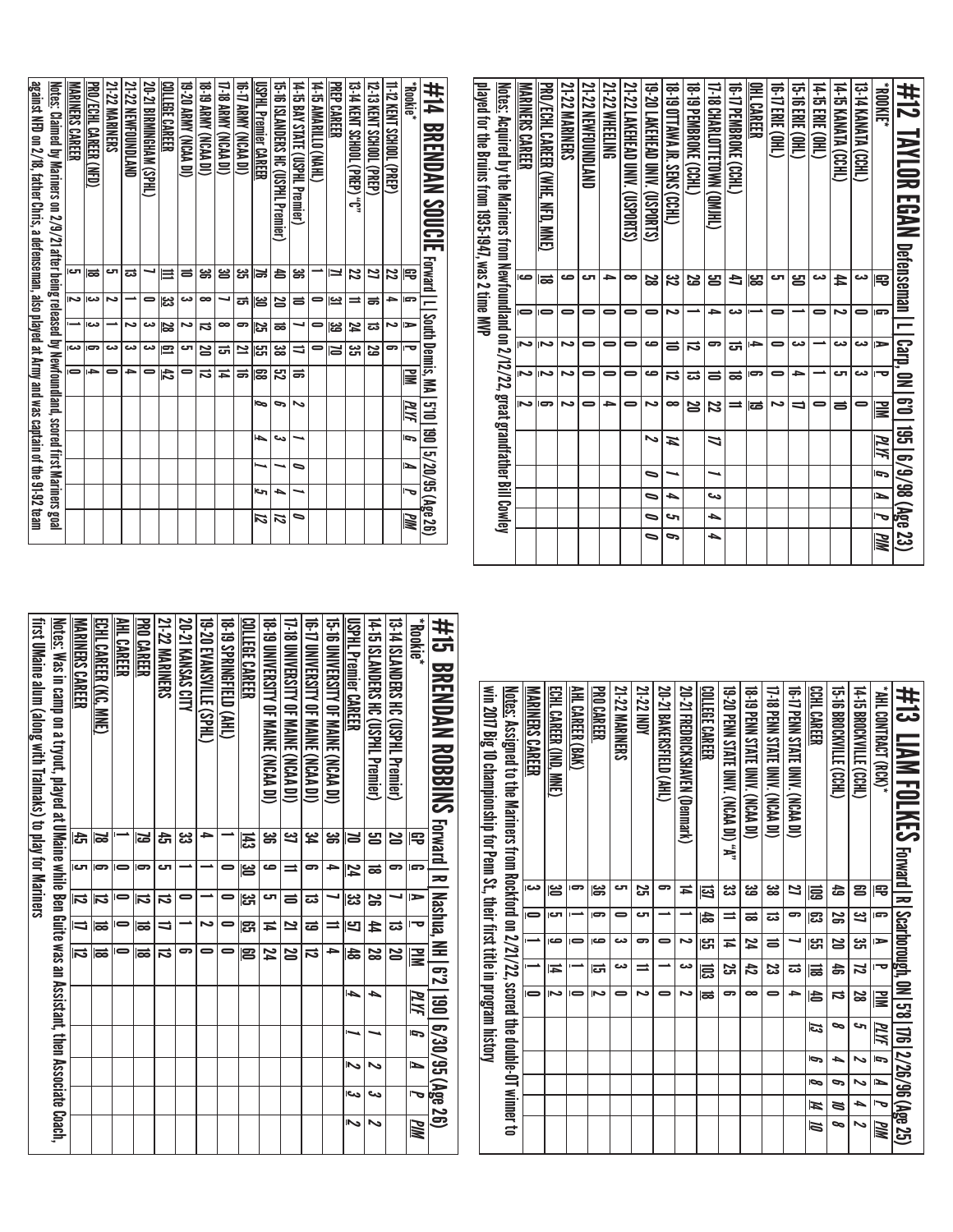## #12 TAYLOR EGAN Defenseman | L | Carp, ON | 6'0 | 195 | 6/9/98 (Age 23)

| *ROOKIE* | GP | G | A | P | PIM | PLYF | G | A | P | PIM |
|---|---|---|---|---|---|---|---|---|---|---|
| 13-14 KANATA (CCHL) | 3 | 0 | 3 | 3 | 0 | | | | | |
| 14-15 KANATA (CCHL) | 44 | 2 | 3 | 5 | 10 | | | | | |
| 14-15 ERIE (OHL) | 3 | 0 | 1 | 1 | 0 | | | | | |
| 15-16 ERIE (OHL) | 50 | 1 | 3 | 4 | 17 | | | | | |
| 16-17 ERIE (OHL) | 5 | 0 | 0 | 0 | 2 | | | | | |
| OHL CAREER | 58 | 1 | 4 | 5 | 19 | | | | | |
| 16-17 PEMBROKE (CCHL) | 47 | 3 | 15 | 18 | 11 | | | | | |
| 17-18 CHARLOTTETOWN (QMJHL) | 50 | 4 | 6 | 10 | 22 | 17 | 1 | 3 | 4 | |
| 18-19 PEMBROKE (CCHL) | 29 | 1 | 12 | 13 | 20 | | | | | |
| 18-19 OTTAWA JR. SENS (CCHL) | 32 | 2 | 10 | 12 | 8 | 14 | 1 | 4 | 5 | 6 |
| 19-20 LAKEHEAD UNIV. (USPORTS) | 28 | 0 | 9 | 9 | 2 | 2 | 0 | 0 | 0 | 0 |
| 21-22 LAKEHEAD UNIV. (USPORTS) | 8 | 0 | 0 | 0 | 0 | | | | | |
| 21-22 WHEELING | 4 | 0 | 0 | 0 | 4 | | | | | |
| 21-22 NEWFOUNDLAND | 5 | 0 | 0 | 0 | 0 | | | | | |
| 21-22 MARINERS | 9 | 0 | 2 | 2 | 2 | | | | | |
| PRO/ECHL CAREER (WHE, NFD, MNE) | 18 | 0 | 2 | 2 | 6 | | | | | |
| MARINERS CAREER | 9 | 0 | 2 | 2 | 2 | | | | | |

Notes: Acquired by the Mariners from Newfoundland on 2/12/22, great grandfather Bill Cowley played for the Bruins from 1935-1947, was 2 time MVP

## #13 LIAM FOLKES Forward | R | Scarborough, ON | 5'8 | 176 | 2/26/96 (Age 25)

| *AHL CONTRACT (RCK)* | GP | G | A | P | PIM | PLYF | G | A | P | PIM |
|---|---|---|---|---|---|---|---|---|---|---|
| 14-15 BROCKVILLE (CCHL) | 60 | 37 | 35 | 72 | 28 | 5 | 2 | 2 | 4 | 2 |
| 15-16 BROCKVILLE (CCHL) | 49 | 26 | 20 | 46 | 12 | 8 | 4 | 6 | 10 | 8 |
| CCHL CAREER | 109 | 63 | 55 | 118 | 40 | 13 | 6 | 8 | 14 | 10 |
| 16-17 PENN STATE UNIV. (NCAA DI) | 27 | 6 | 7 | 13 | 4 | | | | | |
| 17-18 PENN STATE UNIV. (NCAA DI) | 38 | 13 | 10 | 23 | 0 | | | | | |
| 18-19 PENN STATE UNIV. (NCAA DI) | 39 | 18 | 24 | 42 | 8 | | | | | |
| 19-20 PENN STATE UNIV. (NCAA DI) "A" | 33 | 11 | 14 | 25 | 6 | | | | | |
| COLLEGE CAREER | 137 | 48 | 55 | 103 | 18 | | | | | |
| 20-21 FREDRIKSHAVEN (Denmark) | 14 | 1 | 2 | 3 | 2 | | | | | |
| 20-21 BAKERSFIELD (AHL) | 6 | 1 | 0 | 1 | 0 | | | | | |
| 21-22 INDY | 25 | 5 | 6 | 11 | 2 | | | | | |
| 21-22 MARINERS | 5 | 0 | 3 | 3 | 0 | | | | | |
| PRO CAREER | 36 | 6 | 9 | 15 | 2 | | | | | |
| AHL CAREER (BAK) | 6 | 1 | 0 | 1 | 0 | | | | | |
| ECHL CAREER (IND, MNE) | 30 | 5 | 9 | 14 | 2 | | | | | |
| MARINERS CAREER | 3 | 0 | 1 | 1 | 0 | | | | | |

Notes: Assigned to the Mariners from Rockford on 2/21/22, scored the double-OT winner to win 2017 Big 10 championship for Penn St, their first title in program history

## #14 BRENDAN SOUCIE Forward | L | South Dennis, MA | 5'10 | 190 | 5/20/95 (Age 26)

| *Rookie* | GP | G | A | P | PIM | PLYF | G | A | P | PIM |
|---|---|---|---|---|---|---|---|---|---|---|
| 11-12 KENT SCHOOL (PREP) | 22 | 4 | 2 | 6 | | | | | | |
| 12-13 KENT SCHOOL (PREP) | 27 | 16 | 13 | 29 | | | | | | |
| 13-14 KENT SCHOOL (PREP) "C" | 22 | 11 | 24 | 35 | | | | | | |
| PREP CAREER | 71 | 31 | 39 | 70 | | | | | | |
| 14-15 AMARILLO (NAHL) | 1 | 0 | 0 | 0 | 0 | | | | | |
| 14-15 BAY STATE (USPHL Premier) | 36 | 10 | 7 | 17 | 16 | 2 | 1 | 0 | 1 | 0 |
| 15-16 ISLANDERS HC (USPHL Premier) | 40 | 20 | 18 | 38 | 52 | 6 | 3 | 1 | 4 | 12 |
| USPHL Premier CAREER | 76 | 30 | 25 | 55 | 68 | 8 | 4 | 1 | 5 | 12 |
| 16-17 ARMY (NCAA DI) | 35 | 15 | 6 | 21 | 16 | | | | | |
| 17-18 ARMY (NCAA DI) | 30 | 7 | 8 | 15 | 14 | | | | | |
| 18-19 ARMY (NCAA DI) | 36 | 8 | 12 | 20 | 12 | | | | | |
| 19-20 ARMY (NCAA DI) | 10 | 3 | 2 | 5 | 0 | | | | | |
| COLLEGE CAREER | 111 | 33 | 28 | 61 | 42 | | | | | |
| 20-21 BIRMINGHAM (SPHL) | 7 | 0 | 3 | 3 | 0 | | | | | |
| 21-22 NEWFOUNDLAND | 3 | 1 | 2 | 3 | 4 | | | | | |
| 21-22 MARINERS | 5 | 2 | 1 | 3 | 0 | | | | | |
| PRO/ECHL CAREER (NFD) | 8 | 3 | 3 | 6 | 4 | | | | | |
| MARINERS CAREER | 5 | 2 | 1 | 3 | 0 | | | | | |

Notes: Claimed by Mariners on 2/9/21 after being released by Newfoundland, scored first Mariners goal against NFD on 2/18, father Chris, a defenseman, also played at Army and was captain of the 91-92 team

## #15 BRENDAN ROBBINS Forward | R | Nashua, NH | 6'2 | 190 | 6/30/95 (Age 26)

| *Rookie* | GP | G | A | P | PIM | PLYF | G | A | P | PIM |
|---|---|---|---|---|---|---|---|---|---|---|
| 13-14 ISLANDERS HC (USPHL Premier) | 20 | 6 | 7 | 13 | 20 | | | | | |
| 14-15 ISLANDERS HC (USPHL Premier) | 50 | 18 | 26 | 44 | 28 | 4 | 1 | 2 | 3 | 2 |
| USPHL Premier CAREER | 70 | 24 | 33 | 57 | 48 | 4 | 1 | 2 | 3 | 2 |
| 15-16 UNIVERSITY OF MAINE (NCAA DI) | 36 | 4 | 7 | 11 | 4 | | | | | |
| 16-17 UNIVERSITY OF MAINE (NCAA DI) | 34 | 6 | 13 | 19 | 12 | | | | | |
| 17-18 UNIVERSITY OF MAINE (NCAA DI) | 37 | 11 | 10 | 21 | 20 | | | | | |
| 18-19 UNIVERSITY OF MAINE (NCAA DI) | 36 | 9 | 5 | 14 | 24 | | | | | |
| COLLEGE CAREER | 143 | 30 | 35 | 65 | 60 | | | | | |
| 18-19 SPRINGFIELD (AHL) | 1 | 0 | 0 | 0 | 0 | | | | | |
| 19-20 EVANSVILLE (SPHL) | 4 | 1 | 1 | 2 | 0 | | | | | |
| 20-21 KANSAS CITY | 33 | 1 | 0 | 1 | 6 | | | | | |
| 21-22 MARINERS | 45 | 5 | 12 | 17 | 12 | | | | | |
| PRO CAREER | 79 | 6 | 12 | 18 | 18 | | | | | |
| AHL CAREER | 1 | 0 | 0 | 0 | 0 | | | | | |
| ECHL CAREER (K.C, MNE) | 78 | 6 | 12 | 18 | 18 | | | | | |
| MARINERS CAREER | 45 | 5 | 12 | 17 | 12 | | | | | |

Notes: Was in camp on a tryout, played at UMaine while Ben Guite was an Assistant, then Associate Coach, first UMaine alum (along with Tralmaks) to play for Mariners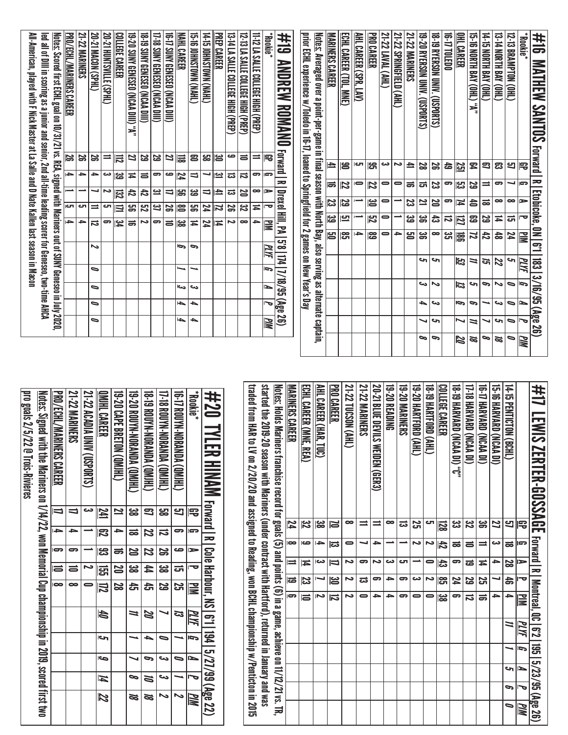## #16 MATHEW SANTOS Forward | R | Etobicoke, ON | 6'1 | 183 | 3/16/95 (Age 26)

| *Rookie* | GP | G | A | P | PIM | PLYF | G | A | P | PIM |
|---|---|---|---|---|---|---|---|---|---|---|
| 12-13 BRAMPTON (OHL) | 57 | 7 | 8 | 15 | 24 | 5 | 0 | 0 | 0 | 0 |
| 13-14 NORTH BAY (OHL) | 63 | 6 | 8 | 14 | 48 | 22 | 2 | 3 | 5 | 18 |
| 14-15 NORTH BAY (OHL) | 67 | 11 | 18 | 29 | 42 | 15 | 6 | 1 | 7 | 8 |
| 15-16 NORTH BAY (OHL) "A" | 64 | 29 | 40 | 69 | 72 | 11 | 5 | 6 | 11 | 18 |
| OHL CAREER | 251 | 53 | 74 | 127 | 186 | 53 | 13 | 6 | 7 | 20 |
| 16-17 TOLEDO | 49 | 6 | 6 | 12 | 35 | | | | | |
| 18-19 RYERSON UNIV. (USPORTS) | 26 | 23 | 20 | 43 | 8 | 5 | 2 | 3 | 5 | 6 |
| 19-20 RYERSON UNIV. (USPORTS) | 28 | 15 | 21 | 36 | 36 | 5 | 3 | 4 | 7 | 8 |
| 21-22 MARINERS | 41 | 16 | 23 | 39 | 50 | | | | | |
| 21-22 SPRINGFIELD (AHL) | 2 | 0 | 1 | 1 | 4 | | | | | |
| 21-22 LAVAL (AHL) | 3 | 0 | 0 | 0 | 0 | | | | | |
| PRO CAREER | 95 | 22 | 30 | 52 | 89 | | | | | |
| AHL CAREER (SPR, LAV) | 5 | 0 | 1 | 1 | 4 | | | | | |
| ECHL CAREER (TOL, MNE) | 90 | 22 | 29 | 51 | 85 | | | | | |
| MARINERS CAREER | 41 | 16 | 23 | 39 | 50 | | | | | |

Notes: Averaged over a point-per-game in final season with North Bay, also serving as alternate captain, prior ECHL experience w/Toledo in 16-17, loaned to Springfield for 2 games on New Year's Day

## #17 LEWIS ZERTER-GOSSAGE Forward | R | Montreal, QC | 6'2 | 195 | 5/23/95 (Age 26)

| | GP | G | A | P | PIM | PLYF | G | A | P | PIM |
|---|---|---|---|---|---|---|---|---|---|---|
| 14-15 PENTICTON (BCHL) | 57 | 18 | 28 | 46 | 4 | 11 | 1 | 5 | 6 | 0 |
| 15-16 HARVARD (NCAA DI) | 27 | 3 | 4 | 7 | 4 | | | | | |
| 16-17 HARVARD (NCAA DI) | 36 | 11 | 14 | 25 | 16 | | | | | |
| 17-18 HARVARD (NCAA DI) | 32 | 10 | 19 | 29 | 12 | | | | | |
| 18-19 HARVARD (NCAA DI) "C" | 33 | 18 | 6 | 24 | 6 | | | | | |
| COLLEGE CAREER | 128 | 42 | 43 | 85 | 38 | | | | | |
| 18-19 HARTFORD (AHL) | 5 | 2 | 0 | 2 | 0 | | | | | |
| 19-20 HARTFORD (AHL) | 25 | 2 | 1 | 3 | 0 | | | | | |
| 19-20 MARINERS | 13 | 1 | 5 | 6 | 6 | | | | | |
| 19-20 READING | 8 | 1 | 3 | 4 | 4 | | | | | |
| 20-21 BLUE DEVILS WEIDEN (GER3) | 11 | 4 | 2 | 6 | 4 | | | | | |
| 21-22 MARINERS | 11 | 7 | 6 | 13 | 0 | | | | | |
| 21-22 TUCSON (AHL) | 8 | 0 | 2 | 2 | 2 | | | | | |
| PRO CAREER | 70 | 13 | 17 | 30 | 12 | | | | | |
| AHL CAREER (HAR, TUC) | 38 | 4 | 3 | 7 | 2 | | | | | |
| ECHL CAREER (MNE, REA) | 32 | 9 | 14 | 23 | 10 | | | | | |
| MARINERS CAREER | 24 | 8 | 11 | 19 | 6 | | | | | |

Notes: Holds Mariners franchise record for goals (5) and points (6) in a game, achieved on 11/12/21 vs. TR, started the 2019-20 season with Mariners (under contract with Hartford), returned in January and was traded from HAR to LV on 2/20/20 and assigned to Reading, won BCHL championship w/Penticton in 2015

## #19 ANDREW ROMANO Forward | R | Drexel Hill, PA | 5'8 | 174 | 7/18/95 (Age 26)

| *Rookie* | GP | G | A | P | PIM | PLYF | G | A | P | PIM |
|---|---|---|---|---|---|---|---|---|---|---|
| 11-12 LA SALLE COLLEGE HIGH (PREP) | 11 | 6 | 8 | 14 | 4 | | | | | |
| 12-13 LA SALLE COLLEGE HIGH (PREP) | 10 | 12 | 20 | 32 | 8 | | | | | |
| 13-14 LA SALLE COLLEGE HIGH (PREP) | 9 | 13 | 13 | 26 | 2 | | | | | |
| PREP CAREER | 30 | 31 | 41 | 72 | 14 | | | | | |
| 14-15 JOHNSTOWN (NAHL) | 58 | 7 | 17 | 24 | 24 | | | | | |
| 15-16 JOHNSTOWN (NAHL) | 60 | 17 | 39 | 56 | 14 | 6 | 1 | 3 | 4 | 4 |
| NAHL CAREER | 118 | 24 | 56 | 80 | 38 | 6 | 1 | 3 | 4 | 4 |
| 16-17 SUNY GENESEO (NCAA DIII) | 27 | 9 | 17 | 26 | 10 | | | | | |
| 17-18 SUNY GENESEO (NCAA DIII) | 29 | 6 | 31 | 37 | 6 | | | | | |
| 18-19 SUNY GENESEO (NCAA DIII) | 29 | 10 | 42 | 52 | 2 | | | | | |
| 19-20 SUNY GENESEO (NCAA DIII) "A" | 27 | 14 | 42 | 56 | 16 | | | | | |
| COLLEGE CAREER | 112 | 39 | 132 | 171 | 34 | | | | | |
| 20-21 HUNTSVILLE (SPHL) | 11 | 3 | 2 | 5 | 6 | | | | | |
| 20-21 MACON (SPHL) | 26 | 4 | 7 | 11 | 12 | 2 | 0 | 0 | 0 | 0 |
| 21-22 MARINERS | 26 | 4 | 1 | 5 | 4 | | | | | |
| PRO/ECHL/MARINERS CAREER | 26 | 4 | 1 | 5 | 4 | | | | | |

Notes: Scored first ECHL goal on 10/31/21 vs. REA, signed with Mariners out of SUNY Geneseo in July 2020, led all of DIII in scoring as a junior and senior, 2nd all-time leading scorer for Geneseo, two-time AHCA All-American, played with F Nick Master at La Salle and D Nate Kallen last season in Macon

## #20 TYLER HINAM Forward | R | Cole Harbour, NS | 6'1 | 194 | 5/27/99 (Age 22)

| *Rookie* | GP | G | A | P | PIM | PLYF | G | A | P | PIM |
|---|---|---|---|---|---|---|---|---|---|---|
| 16-17 ROUYN-NORANDA (QMJHL) | 57 | 6 | 9 | 15 | 25 | 13 | 1 | 0 | 1 | 2 |
| 17-18 ROUYN-NORANDA (QMJHL) | 58 | 12 | 26 | 38 | 29 | 7 | 0 | 3 | 3 | 2 |
| 18-19 ROUYN-NORANDA (QMJHL) | 67 | 22 | 22 | 44 | 45 | 20 | 4 | 6 | 10 | 18 |
| 19-20 ROUYN-NORANDA (QMJHL) | 38 | 18 | 20 | 38 | 45 | 11 | 1 | 7 | 8 | 18 |
| 19-20 CAPE BRETON (QMJHL) | 21 | 4 | 16 | 20 | 28 | | | | | |
| QMJHL CAREER | 241 | 62 | 93 | 155 | 172 | 40 | 5 | 9 | 14 | 22 |
| 21-22 ACADIA UNIV (USPORTS) | 3 | 1 | 1 | 2 | 0 | | | | | |
| 21-22 MARINERS | 17 | 4 | 6 | 10 | 8 | | | | | |
| PRO/ECHL/MARINERS CAREER | 17 | 4 | 6 | 10 | 8 | | | | | |

Notes: Signed with the Mariners on 1/14/22, won Memorial Cup championship in 2019, scored first two pro goals 2/5/22 @ Trois-Rivieres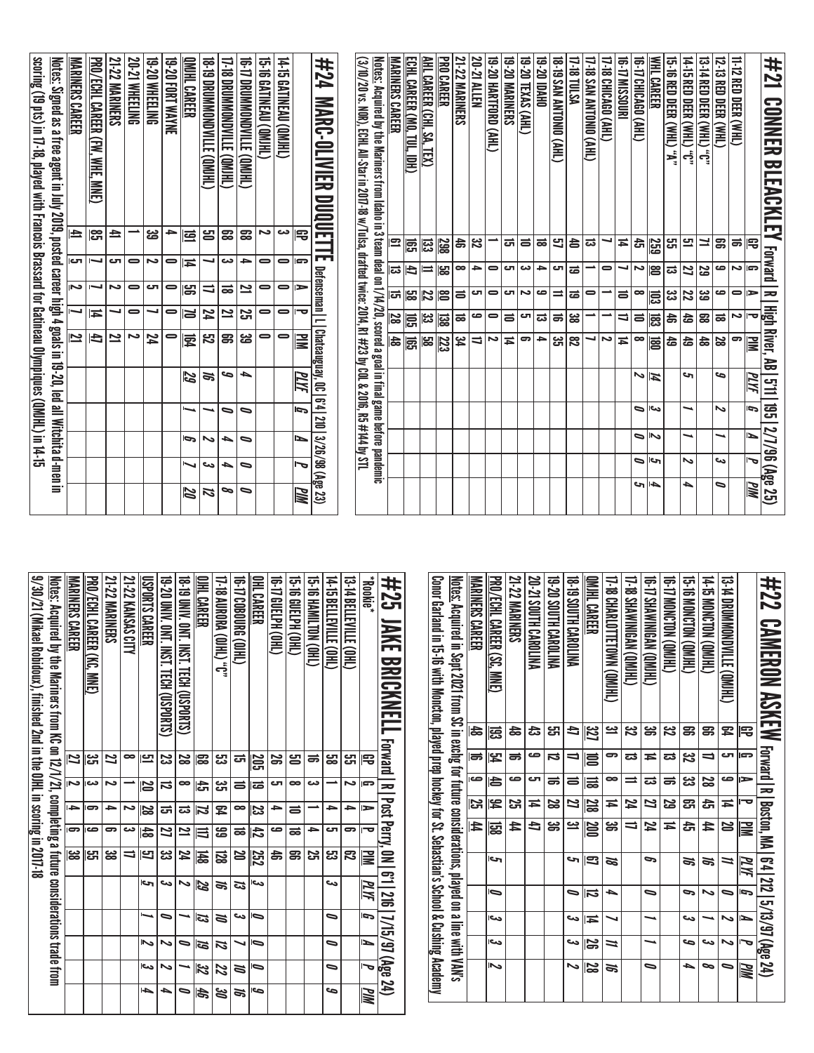## #21 CONNER BLEACKLEY Forward | R | High River, AB | 5'11 | 195 | 2/7/96 (Age 25)

| | GP | G | A | P | PIM | PLYF | G | A | P | PIM |
|---|---|---|---|---|---|---|---|---|---|---|
| 11-12 RED DEER (WHL) | 16 | 2 | 0 | 2 | 6 | | | | | |
| 12-13 RED DEER (WHL) | 66 | 9 | 9 | 18 | 28 | 9 | 2 | 1 | 3 | 0 |
| 13-14 RED DEER (WHL) "C" | 71 | 29 | 39 | 68 | 48 | | | | | |
| 14-15 RED DEER (WHL) "C" | 51 | 27 | 22 | 49 | 49 | 5 | 1 | 1 | 2 | 4 |
| 15-16 RED DEER (WHL) "A" | 55 | 13 | 33 | 46 | 49 | | | | | |
| WHL CAREER | 259 | 80 | 103 | 183 | 180 | 14 | 3 | 2 | 5 | 4 |
| 16-17 CHICAGO (AHL) | 45 | 2 | 8 | 10 | 8 | 2 | 0 | 0 | 0 | 5 |
| 16-17 MISSOURI | 14 | 7 | 10 | 17 | 14 | | | | | |
| 17-18 CHICAGO (AHL) | 1 | 0 | 1 | 1 | 2 | | | | | |
| 17-18 SAN ANTONIO (AHL) | 13 | 1 | 0 | 1 | 7 | | | | | |
| 17-18 TULSA | 40 | 19 | 19 | 38 | 82 | | | | | |
| 18-19 SAN ANTONIO (AHL) | 57 | 5 | 11 | 16 | 35 | | | | | |
| 19-20 IDAHO | 18 | 4 | 9 | 13 | 4 | | | | | |
| 19-20 TEXAS (AHL) | 10 | 3 | 2 | 5 | 6 | | | | | |
| 19-20 MARINERS | 15 | 5 | 5 | 10 | 14 | | | | | |
| 19-20 HARTFORD (AHL) | 1 | 0 | 0 | 0 | 2 | | | | | |
| 20-21 ALLEN | 32 | 4 | 5 | 9 | 17 | | | | | |
| 21-22 MARINERS | 46 | 8 | 10 | 18 | 34 | | | | | |
| PRO CAREER | 298 | 58 | 80 | 138 | 223 | | | | | |
| AHL CAREER (CHI, SA, TEX) | 133 | 11 | 22 | 33 | 58 | | | | | |
| ECHL CAREER (MO, TUL, IDH) | 165 | 47 | 58 | 105 | 165 | | | | | |
| MARINERS CAREER | 61 | 13 | 15 | 28 | 48 | | | | | |

Notes: Acquired by the Mariners from Idaho in 3 team deal on 1/14/20, scored a goal in final game before pandemic (3/10/20 vs. NOR), ECHL All-Star in 2017-18 w/Tulsa, drafted twice: 2014, R1 #23 by COL & 2016, R5 #144 by STL

## #24 MARC-OLIVIER DUQUETTE Defenseman | L | Chateauguay, QC | 6'4 | 210 | 3/26/98 (Age 23)

| | GP | G | A | P | PIM | PLYF | G | A | P | PIM |
|---|---|---|---|---|---|---|---|---|---|---|
| 14-15 GATINEAU (QMJHL) | 3 | 0 | 0 | 0 | 0 | | | | | |
| 15-16 GATINEAU (QMJHL) | 2 | 0 | 0 | 0 | 0 | | | | | |
| 16-17 DRUMMONDVILLE (QMJHL) | 68 | 4 | 21 | 25 | 39 | 4 | 0 | 0 | 0 | 0 |
| 17-18 DRUMMONDVILLE (QMJHL) | 68 | 3 | 18 | 21 | 66 | 9 | 0 | 4 | 4 | 8 |
| 18-19 DRUMMONDVILLE (QMJHL) | 50 | 7 | 17 | 24 | 52 | 16 | 1 | 2 | 3 | 12 |
| QMJHL CAREER | 191 | 14 | 56 | 70 | 164 | 29 | 1 | 6 | 7 | 20 |
| 19-20 FORT WAYNE | 4 | 0 | 0 | 0 | 0 | | | | | |
| 19-20 WHEELING | 39 | 2 | 5 | 7 | 24 | | | | | |
| 20-21 WHEELING | 1 | 0 | 0 | 0 | 2 | | | | | |
| 21-22 MARINERS | 41 | 5 | 2 | 7 | 21 | | | | | |
| PRO/ECHL CAREER (FW, WHE, MNE) | 85 | 7 | 7 | 14 | 47 | | | | | |
| MARINERS CAREER | 41 | 5 | 2 | 7 | 21 | | | | | |

Notes: Signed as a free agent in July 2019, posted career high 4 goals in 19-20, led all Wichita d-men in scoring (19 pts) in 17-18, played with Francois Brassard for Gatineau Olympiques (QMJHL) in 14-15

## #22 CAMERON ASKEW Forward | R | Boston, MA | 6'4 | 212 | 5/13/97 (Age 24)

| | GP | G | A | P | PIM | PLYF | G | A | P | PIM |
|---|---|---|---|---|---|---|---|---|---|---|
| 13-14 DRUMMONDVILLE (QMJHL) | 64 | 5 | 9 | 14 | 20 | 11 | 0 | 2 | 2 | 0 |
| 14-15 MONCTON (QMJHL) | 66 | 17 | 28 | 45 | 44 | 16 | 2 | 1 | 3 | 8 |
| 15-16 MONCTON (QMJHL) | 66 | 32 | 33 | 65 | 45 | 16 | 6 | 3 | 9 | 4 |
| 16-17 MONCTON (QMJHL) | 32 | 13 | 16 | 29 | 14 | | | | | |
| 16-17 SHAWINIGAN (QMJHL) | 36 | 14 | 13 | 27 | 24 | 6 | 0 | 1 | 1 | 0 |
| 17-18 SHAWINIGAN (QMJHL) | 32 | 13 | 11 | 24 | 17 | | | | | |
| 17-18 CHARLOTTETOWN (QMJHL) | 31 | 6 | 8 | 14 | 36 | 18 | 4 | 7 | 11 | 16 |
| QMJHL CAREER | 327 | 100 | 118 | 218 | 200 | 67 | 12 | 14 | 26 | 28 |
| 18-19 SOUTH CAROLINA | 47 | 17 | 10 | 27 | 31 | 5 | 0 | 3 | 3 | 2 |
| 19-20 SOUTH CAROLINA | 55 | 12 | 16 | 28 | 36 | | | | | |
| 20-21 SOUTH CAROLINA | 43 | 9 | 5 | 14 | 47 | | | | | |
| 21-22 MARINERS | 48 | 16 | 9 | 25 | 44 | | | | | |
| PRO/ECHL CAREER (SC, MNE) | 193 | 54 | 40 | 94 | 158 | 5 | 0 | 3 | 3 | 2 |
| MARINERS CAREER | 48 | 16 | 9 | 25 | 44 | | | | | |

Notes: Acquired in Sept 2021 from SC in exchg for future considerations, played on a line with VAN's Conor Garland in 15-16 with Moncton, played prep hockey for St. Sebastian's School & Cushing Academy

## #25 JAKE BRICKNELL Forward | R | Post Perry, ON | 6'1 | 216 | 7/15/97 (Age 24)

| *Rookie* | GP | G | A | P | PIM | PLYF | G | A | P | PIM |
|---|---|---|---|---|---|---|---|---|---|---|
| 13-14 BELLEVILLE (OHL) | 55 | 2 | 4 | 6 | 62 | | | | | |
| 14-15 BELLEVILLE (OHL) | 58 | 1 | 4 | 5 | 53 | 3 | 0 | 0 | 0 | 9 |
| 15-16 HAMILTON (OHL) | 16 | 3 | 1 | 4 | 25 | | | | | |
| 15-16 GUELPH (OHL) | 50 | 8 | 10 | 18 | 66 | | | | | |
| 16-17 GUELPH (OHL) | 26 | 5 | 4 | 9 | 46 | | | | | |
| OHL CAREER | 205 | 19 | 23 | 42 | 252 | 3 | 0 | 0 | 0 | 9 |
| 16-17 COBOURG (OJHL) | 15 | 10 | 8 | 18 | 20 | 13 | 3 | 7 | 10 | 16 |
| 17-18 AURORA (OJHL) "C" | 53 | 35 | 64 | 99 | 128 | 16 | 10 | 12 | 22 | 30 |
| OJHL CAREER | 68 | 45 | 72 | 117 | 148 | 29 | 13 | 19 | 32 | 46 |
| 18-19 UNIV. ONT. INST. TECH (USPORTS) | 28 | 8 | 13 | 21 | 24 | 2 | 1 | 0 | 1 | 0 |
| 19-20 UNIV. ONT. INST. TECH (USPORTS) | 23 | 12 | 15 | 27 | 33 | 3 | 0 | 2 | 2 | 4 |
| USPORTS CAREER | 51 | 20 | 28 | 48 | 57 | 5 | 1 | 2 | 3 | 4 |
| 21-22 KANSAS CITY | 8 | 1 | 2 | 3 | 17 | | | | | |
| 21-22 MARINERS | 27 | 2 | 4 | 6 | 38 | | | | | |
| PRO/ECHL CAREER (KC, MNE) | 35 | 3 | 6 | 9 | 55 | | | | | |
| MARINERS CAREER | 27 | 2 | 4 | 6 | 38 | | | | | |

Notes: Acquired by the Mariners from KC on 12/1/21, completing a future considerations trade from 9/30/21 (Mikael Robidoux), finished 2nd in the OJHL in scoring in 2017-18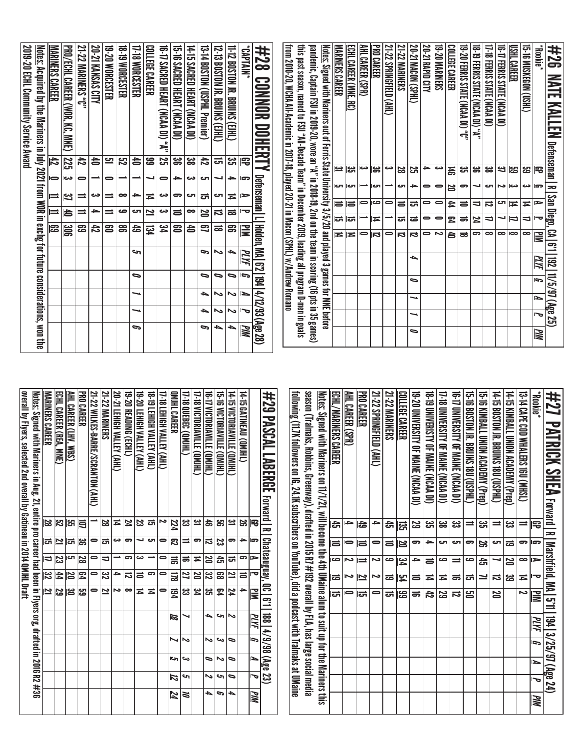# #26 NATE KALLEN Defenseman | R | San Diego, CA | 6'1 | 192 | 11/5/97 (Age 25)

| *Rookie* | GP | G | A | P | PIM | PLYF | G | A | P | PIM |
|---|---|---|---|---|---|---|---|---|---|---|
| 15-16 Muskegon (USHL) | 59 | 3 | 14 | 17 | 8 | | | | | |
| USHL Career | 59 | 3 | 14 | 17 | 8 | | | | | |
| 16-17 Ferris State (NCAA DI) | 37 | 2 | 5 | 7 | 8 | | | | | |
| 17-18 Ferris State (NCAA DI) | 38 | 5 | 12 | 17 | 8 | | | | | |
| 18-19 Ferris State (NCAA DI) "A" | 36 | 7 | 17 | 24 | 6 | | | | | |
| 19-20 Ferris State (NCAA DI) "C" | 35 | 6 | 10 | 16 | 18 | | | | | |
| College Career | 146 | 20 | 44 | 64 | 40 | | | | | |
| 19-20 Mariners | 3 | 0 | 0 | 0 | 2 | | | | | |
| 20-21 Rapid City | 4 | 0 | 0 | 0 | 0 | | | | | |
| 20-21 Macon (SPHL) | 25 | 4 | 15 | 19 | 12 | 4 | 0 | 1 | 1 | 0 |
| 21-22 Mariners | 28 | 5 | 10 | 15 | 12 | | | | | |
| 21-22 Springfield (AHL) | 3 | 1 | 0 | 1 | 0 | | | | | |
| Pro Career | 36 | 5 | 9 | 14 | 12 | | | | | |
| AHL Career (SPR) | 3 | 1 | 0 | 1 | 0 | | | | | |
| ECHL Career (MNE, RC) | 35 | 5 | 10 | 15 | 14 | | | | | |
| Mariners Career | 31 | 5 | 10 | 15 | 14 | | | | | |

Notes: Signed with Mariners out of Ferris State University 3/5/20 and played 3 games for MNE before pandemic, Captain FSU in 2019-20, wore an "A" in 2018-19, 2nd on the team in scoring (16 pts in 35 games) this past season, named to FSU "All-Decade Team" in December 2019, leading all program D-men in goals from 2010-20, WCHA All-Academic in 2017-18, played 20-21 in Macon (SPHL) w/Andrew Romano

# #27 PATRICK SHEA Forward | R | Marshfield, MA | 5'11 | 194 | 3/25/97 (Age 24)

| *Rookie* | GP | G | A | P | PIM | PLYF | G | A | P | PIM |
|---|---|---|---|---|---|---|---|---|---|---|
| 13-14 Cape Cod Whalers 16U (MHSL) | 11 | 6 | 8 | 14 | 2 | | | | | |
| 14-15 Kimball Union Academy (Prep) | 33 | 19 | 20 | 39 | | | | | | |
| 14-15 Boston Jr. Bruins 18U (USPHL) | 11 | 5 | 7 | 12 | 20 | | | | | |
| 15-16 Kimball Union Academy (Prep) | 35 | 26 | 45 | 71 | | | | | | |
| 15-16 Boston Jr. Bruins 18U (USPHL) | 11 | 6 | 9 | 15 | 50 | | | | | |
| 16-17 University of Maine (NCAA DI) | 33 | 5 | 11 | 16 | 12 | | | | | |
| 17-18 University of Maine (NCAA DI) | 38 | 5 | 9 | 14 | 29 | | | | | |
| 18-19 Univeristy of Maine (NCAA DI) | 35 | 4 | 10 | 14 | 42 | | | | | |
| 19-20 University of Maine (NCAA DI) | 29 | 6 | 4 | 10 | 16 | | | | | |
| College Career | 135 | 20 | 34 | 54 | 99 | | | | | |
| 21-22 Mariners | 45 | 10 | 9 | 19 | 15 | | | | | |
| 21-22 Springfield (AHL) | 4 | 0 | 2 | 2 | 0 | | | | | |
| Pro Career | 49 | 10 | 11 | 21 | 15 | | | | | |
| AHL Career (SPR) | 4 | 0 | 2 | 2 | 0 | | | | | |
| ECHL/Mariners Career | 45 | 10 | 9 | 19 | 15 | | | | | |

Notes: Signed with Mariners on 11/1/21, will become the 4th UMaine alum to suit up for the Mariners this season (Tralmaks, Robbins, Greenway), drafted in 2015 R7 #192 overall by FLA, has large social media following (11.7K followers on IG, 24.1K subscribers on YouTube), did a podcast with Tralmaks at UMaine

# #28 CONNOR DOHERTY Defenseman | L | Holden, MA | 6'2 | 194 | 4/12/93 (Age 28)

| *CAPTAIN* | GP | G | A | P | PIM | PLYF | G | A | P | PIM |
|---|---|---|---|---|---|---|---|---|---|---|
| 11-12 Boston Jr. Bruins (EJHL) | 35 | 4 | 14 | 18 | 66 | 4 | 0 | 2 | 2 | 4 |
| 12-13 Boston Jr. Bruins (EJHL) | 15 | 7 | 5 | 12 | 18 | 2 | 0 | 2 | 2 | 4 |
| 13-14 Boston (USPHL Premier) | 42 | 5 | 15 | 20 | 67 | 6 | 0 | 4 | 4 | 6 |
| 14-15 Sacred Heart (NCAA DI) | 38 | 3 | 5 | 8 | 40 | | | | | |
| 15-16 Sacred Heart (NCAA DI) | 36 | 4 | 6 | 10 | 60 | | | | | |
| 16-17 Sacred Heart (NCAA DI) "A" | 25 | 0 | 3 | 3 | 34 | | | | | |
| College Career | 99 | 7 | 14 | 21 | 134 | | | | | |
| 17-18 Worcester | 40 | 1 | 4 | 5 | 49 | 5 | 0 | 1 | 1 | 6 |
| 18-19 Worcester | 52 | 1 | 8 | 9 | 86 | | | | | |
| 19-20 Worcester | 51 | 0 | 11 | 11 | 60 | | | | | |
| 20-21 Kansas City | 40 | 1 | 3 | 4 | 42 | | | | | |
| 21-22 Mariners "C" | 42 | 0 | 11 | 11 | 69 | | | | | |
| Pro/ECHL Career (WOR, KC, MNE) | 225 | 3 | 37 | 40 | 306 | | | | | |
| Mariners Career | 42 | 0 | 11 | 11 | 69 | | | | | |

Notes: Acquired by the Mariners in July 2021 from WOR in exchg for future considerations, won the 2019-20 ECHL Community Service Award

# #29 PASCAL LABERGE Forward | R | Chateauguay, QC | 6'1 | 188 | 4/9/98 (Age 23)

| | GP | G | A | P | PIM | PLYF | G | A | P | PIM |
|---|---|---|---|---|---|---|---|---|---|---|
| 14-15 Gatineau (QMJHL) | 26 | 4 | 6 | 10 | 4 | | | | | |
| 14-15 Victoriaville (QMJHL) | 31 | 6 | 15 | 21 | 24 | 2 | 0 | 0 | 0 | 4 |
| 15-16 Victoriaville (QMJHL) | 56 | 23 | 45 | 68 | 64 | 5 | 3 | 2 | 5 | 6 |
| 16-17 Victoriaville (QMJHL) | 46 | 12 | 20 | 32 | 35 | 4 | 2 | 0 | 2 | 4 |
| 17-18 Victoriaville (QMJHL) | 31 | 6 | 14 | 20 | 34 | | | | | |
| 17-18 Quebec (QMJHL) | 33 | 11 | 16 | 27 | 33 | 7 | 2 | 3 | 5 | 10 |
| QMJHL Career | 224 | 62 | 116 | 178 | 194 | 18 | 7 | 5 | 12 | 24 |
| 17-18 Lehigh Valley (AHL) | 2 | 0 | 0 | 0 | 0 | | | | | |
| 18-19 Lehigh Valley (AHL) | 15 | 5 | 1 | 6 | 14 | | | | | |
| 19-20 Lehigh Valley (AHL) | 23 | 7 | 3 | 10 | 14 | | | | | |
| 19-20 Reading (ECHL) | 24 | 6 | 6 | 12 | 8 | | | | | |
| 20-21 Lehigh Valley (AHL) | 14 | 3 | 1 | 4 | 2 | | | | | |
| 21-22 Mariners | 28 | 15 | 17 | 32 | 21 | | | | | |
| 21-22 Wilkes-Barre/Scranton (AHL) | 1 | 0 | 0 | 0 | 0 | | | | | |
| Pro Career | 107 | 36 | 28 | 64 | 59 | | | | | |
| AHL Career (LHV, WBS) | 55 | 15 | 5 | 20 | 30 | | | | | |
| ECHL Career (REA, MNE) | 52 | 21 | 23 | 44 | 29 | | | | | |
| Mariners Career | 28 | 15 | 17 | 32 | 21 | | | | | |

Notes: Signed with Mariners in Aug. 21, entire pro career had been in Flyers org, drafted in 2016 R2 #36 overall by Flyers, selected 2nd overall by Gatineau in 2014 QMJHL Draft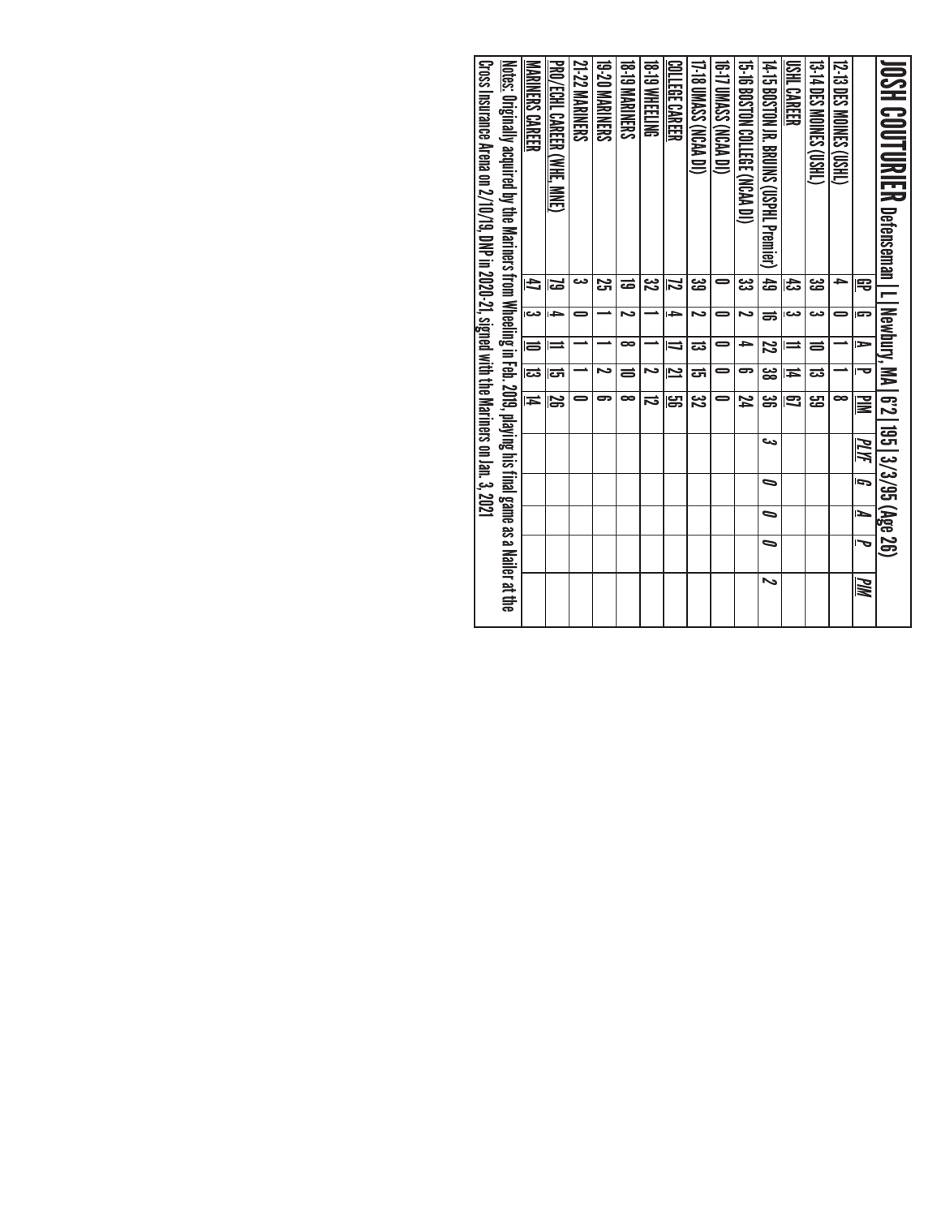# JOSH COUTURIER Defenseman | L | Newbury, MA | 6'2 | 195 | 3/3/95 (Age 26)

| | GP | G | A | P | PIM | *PLYF* | *G* | *A* | *P* | *PIM* |
|---|---|---|---|---|---|---|---|---|---|---|
| 12-13 DES MOINES (USHL) | 4 | 0 | 1 | 1 | 8 | | | | | |
| 13-14 DES MOINES (USHL) | 39 | 3 | 10 | 13 | 59 | | | | | |
| USHL CAREER | 43 | 3 | 11 | 14 | 67 | | | | | |
| 14-15 BOSTON JR. BRUINS (USPHL Premier) | 49 | 16 | 22 | 38 | 36 | *3* | *0* | *0* | *0* | *2* |
| 15-16 BOSTON COLLEGE (NCAA DI) | 33 | 2 | 4 | 6 | 24 | | | | | |
| 16-17 UMASS (NCAA DI) | 0 | 0 | 0 | 0 | 0 | | | | | |
| 17-18 UMASS (NCAA DI) | 39 | 2 | 13 | 15 | 32 | | | | | |
| COLLEGE CAREER | 72 | 4 | 17 | 21 | 56 | | | | | |
| 18-19 WHEELING | 32 | 1 | 1 | 2 | 12 | | | | | |
| 18-19 MARINERS | 19 | 2 | 8 | 10 | 8 | | | | | |
| 19-20 MARINERS | 25 | 1 | 1 | 2 | 6 | | | | | |
| 21-22 MARINERS | 3 | 0 | 1 | 1 | 0 | | | | | |
| PRO/ECHL CAREER (WHE, MNE) | 79 | 4 | 11 | 15 | 26 | | | | | |
| MARINERS CAREER | 47 | 3 | 10 | 13 | 14 | | | | | |

Notes: Originally acquired by the Mariners from Wheeling in Feb. 2019, playing his final game as a Nailer at the Cross Insurance Arena on 2/10/19, DNP in 2020-21, signed with the Mariners on Jan. 3, 2021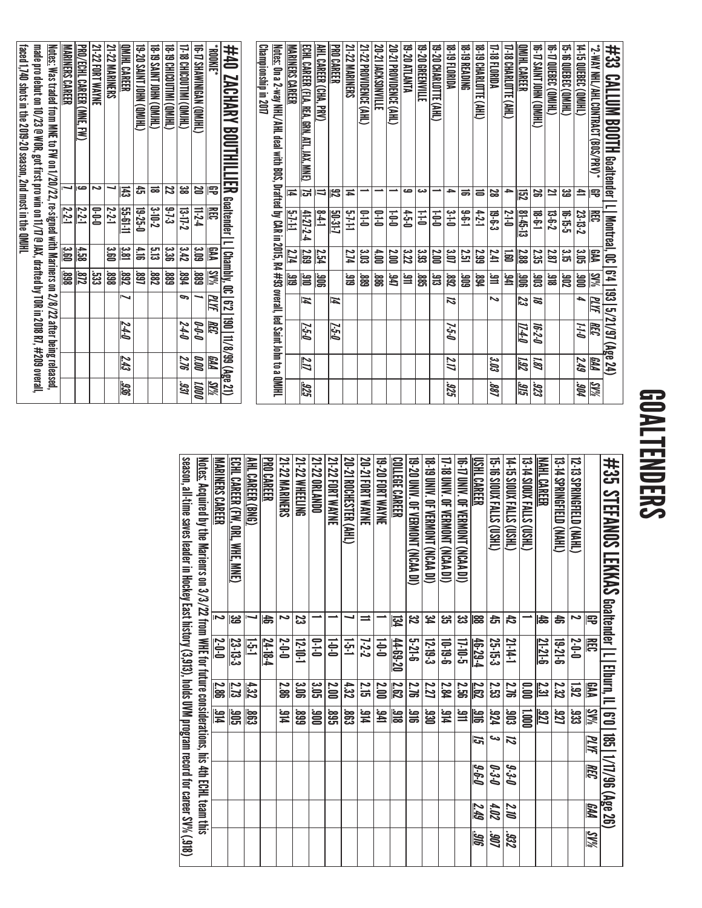# GOALTENDERS

## #33 CALLUM BOOTH Goaltender | L | Montreal, QC | 6'4 | 193 | 5/21/97 (Age 24)

| *2-WAY NHL/AHL CONTRACT (BOS/PRV)* | GP | REC | GAA | SV% | PLYF | REC | GAA | SV% |
|---|---|---|---|---|---|---|---|---|
| 14-15 QUEBEC (QMJHL) | 41 | 23-13-2 | 3.05 | .900 | 4 | 1-1-0 | 2.49 | .904 |
| 15-16 QUEBEC (QMJHL) | 39 | 16-15-5 | 3.15 | .902 | | | | |
| 16-17 QUEBEC (QMJHL) | 21 | 13-6-2 | 2.87 | .918 | | | | |
| 16-17 SAINT JOHN (QMJHL) | 26 | 18-6-1 | 2.35 | .903 | 18 | 16-2-0 | 1.97 | .923 |
| QMJHL CAREER | 152 | 81-45-13 | 2.88 | .906 | 23 | 17-4-0 | 1.92 | .915 |
| 17-18 CHARLOTTE (AHL) | 4 | 2-1-0 | 1.60 | .941 | | | | |
| 17-18 FLORIDA | 28 | 19-6-3 | 2.41 | .911 | 2 | | 3.03 | .887 |
| 18-19 CHARLOTTE (AHL) | 10 | 4-2-1 | 2.99 | .894 | | | | |
| 18-19 READING | 16 | 9-6-1 | 2.51 | .909 | | | | |
| 18-19 FLORIDA | 4 | 3-1-0 | 3.07 | .892 | 12 | 7-5-0 | 2.17 | .925 |
| 19-20 CHARLOTTE (AHL) | 1 | 1-0-0 | 2.00 | .913 | | | | |
| 19-20 GREENVILLE | 3 | 1-1-0 | 3.99 | .885 | | | | |
| 19-20 ATLANTA | 9 | 4-5-0 | 3.22 | .911 | | | | |
| 20-21 PROVIDENCE (AHL) | 1 | 1-0-0 | 2.00 | .947 | | | | |
| 20-21 JACKSONVILLE | 1 | 0-1-0 | 4.00 | .886 | | | | |
| 21-22 PROVIDENCE (AHL) | 1 | 0-1-0 | 3.03 | .868 | | | | |
| 21-22 MARINERS | 14 | 5-7-1-1 | 2.74 | .919 | | | | |
| PRO CAREER | 92 | 50-31-7 | | | 14 | 7-5-0 | | |
| AHL CAREER (CHA, PRV) | 17 | 8-4-1 | 2.54 | .906 | | | | |
| ECHL CAREER (FLA, REA, GRN, ATL, JAX, MNE) | 75 | 41-27-2-4 | 2.69 | .910 | 14 | 7-5-0 | 2.17 | .925 |
| MARINERS CAREER | 14 | 5-7-1-1 | 2.74 | .919 | | | | |

Notes: On a 2-way NHL/AHL deal with BOS, Drafted by CAR in 2015, R4 #93 overall, led Saint John to a QMJHL Championship in 2017

## #40 ZACHARY BOUTHILLIER Goaltender | L | Chambly, QC | 6'2 | 190 | 11/8/99 (Age 21)

| *ROOKIE* | GP | REC | GAA | SV% | PLYF | REC | GAA | SV% |
|---|---|---|---|---|---|---|---|---|
| 16-17 SHAWINIGAN (QMJHL) | 20 | 11-2-4 | 3.09 | .889 | 1 | 0-0-0 | 0.00 | 1.000 |
| 17-18 CHICOUTIMI (QMJHL) | 38 | 13-17-2 | 3.42 | .894 | 6 | 2-4-0 | 2.76 | .931 |
| 18-19 CHICOUTIMI (QMJHL) | 22 | 9-7-3 | 3.36 | .889 | | | | |
| 18-19 SAINT JOHN (QMJHL) | 18 | 3-10-2 | 5.13 | .882 | | | | |
| 19-20 SAINT JOHN (QMJHL) | 45 | 19-25-0 | 4.16 | .897 | | | | |
| QMJHL CAREER | 143 | 55-61-11 | 3.81 | .892 | 7 | 2-4-0 | 2.43 | .936 |
| 21-22 MARINERS | 7 | 2-2-1 | 3.60 | .898 | | | | |
| 21-22 FORT WAYNE | 2 | 0-0-0 | | .533 | | | | |
| PRO/ECHL CAREER (MNE, FW) | 9 | 2-2-1 | 4.58 | .872 | | | | |
| MARINERS CAREER | 7 | 2-2-1 | 3.60 | .898 | | | | |

Notes: Was traded from MNE to FW on 1/20/22, re-signed with Mariners on 2/8/22 after being released, made pro debut on 10/23 @ WOR, got first pro win on 11/7 @ JAX, drafted by TOR in 2018 R7, #209 overall, faced 1,740 shots in the 2019-20 season, 2nd most in the QMJHL

## #35 STEFANOS LEKKAS Goaltender | L | Elburn, IL | 6'0 | 185 | 1/17/96 (Age 26)

| | GP | REC | GAA | SV% | PLYF | REC | GAA | SV% |
|---|---|---|---|---|---|---|---|---|
| 12-13 SPRINGFIELD (NAHL) | 2 | 2-0-0 | 1.92 | .933 | | | | |
| 13-14 SPRINGFIELD (NAHL) | 46 | 19-21-6 | 2.32 | .927 | | | | |
| NAHL CAREER | 48 | 21-21-6 | 2.31 | .927 | | | | |
| 13-14 SIOUX FALLS (USHL) | 1 | | 0.00 | 1.000 | | | | |
| 14-15 SIOUX FALLS (USHL) | 42 | 21-14-1 | 2.76 | .903 | 12 | 9-3-0 | 2.10 | .932 |
| 15-16 SIOUX FALLS (USHL) | 45 | 25-15-3 | 2.53 | .924 | 3 | 0-3-0 | 4.02 | .907 |
| USHL CAREER | 88 | 46-29-4 | 2.62 | .916 | 15 | 9-6-0 | 2.49 | .916 |
| 16-17 UNIV. OF VERMONT (NCAA DI) | 33 | 17-10-5 | 2.56 | .911 | | | | |
| 17-18 UNIV. OF VERMONT (NCAA DI) | 35 | 10-19-6 | 2.84 | .914 | | | | |
| 18-19 UNIV. OF VERMONT (NCAA DI) | 34 | 12-19-3 | 2.27 | .930 | | | | |
| 19-20 UNIV. OF VERMONT (NCAA DI) | 32 | 5-21-6 | 2.76 | .916 | | | | |
| COLLEGE CAREER | 134 | 44-69-20 | 2.62 | .918 | | | | |
| 19-20 FORT WAYNE | 1 | 1-0-0 | 2.00 | .941 | | | | |
| 20-21 FORT WAYNE | 11 | 7-2-2 | 2.15 | .914 | | | | |
| 20-21 ROCHESTER (AHL) | 7 | 1-5-1 | 4.32 | .863 | | | | |
| 21-22 FORT WAYNE | 1 | 1-0-0 | 2.00 | .895 | | | | |
| 21-22 ORLANDO | 1 | 0-1-0 | 3.05 | .900 | | | | |
| 21-22 WHEELING | 23 | 12-10-1 | 3.06 | .899 | | | | |
| 21-22 MARINERS | 2 | 2-0-0 | 2.86 | .914 | | | | |
| PRO CAREER | 46 | 24-18-4 | | | | | | |
| AHL CAREER (BNG) | 7 | 1-5-1 | 4.32 | .863 | | | | |
| ECHL CAREER (FW, ORL, WHE, MNE) | 39 | 23-13-3 | 2.73 | .905 | | | | |
| MARINERS CAREER | 2 | 2-0-0 | 2.86 | .914 | | | | |

Notes: Acquired by the Marienrs on 3/3/22 from WHE for future considerations, his 4th ECHL team this season, all-time saves leader in Hockey East history (3,913), holds UVM program record for career SV% (.918)